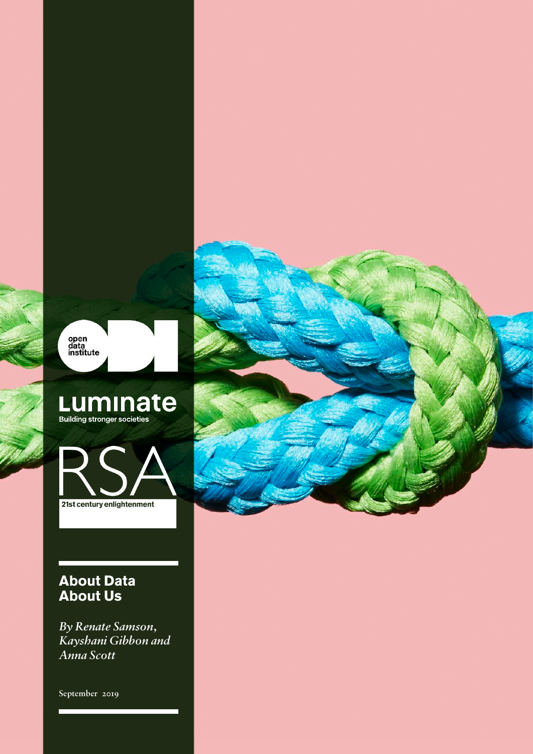open data institute

Luminate
Building stronger societies

RSA
21st century enlightenment

# About Data About Us

*By Renate Samson, Kayshani Gibbon and Anna Scott*

September 2019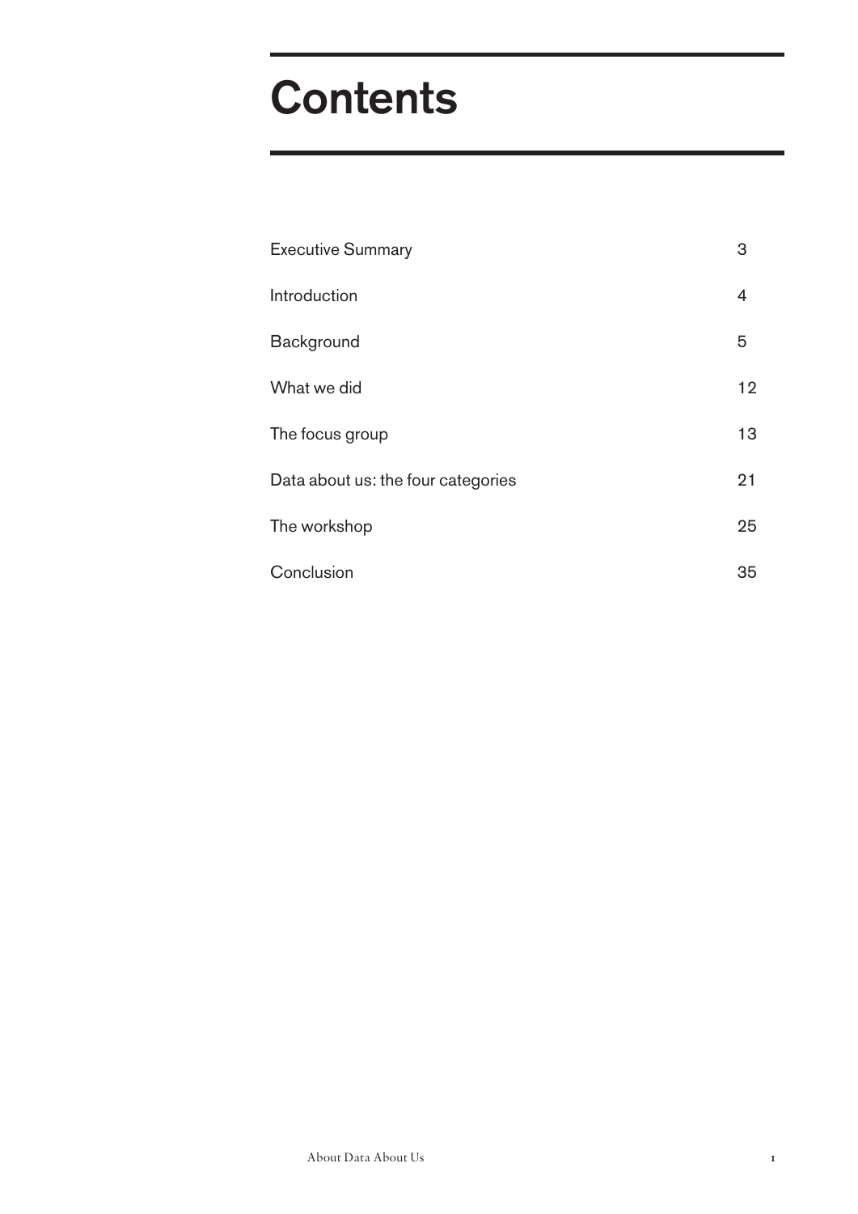# Contents

| | |
|---|---|
| Executive Summary | 3 |
| Introduction | 4 |
| Background | 5 |
| What we did | 12 |
| The focus group | 13 |
| Data about us: the four categories | 21 |
| The workshop | 25 |
| Conclusion | 35 |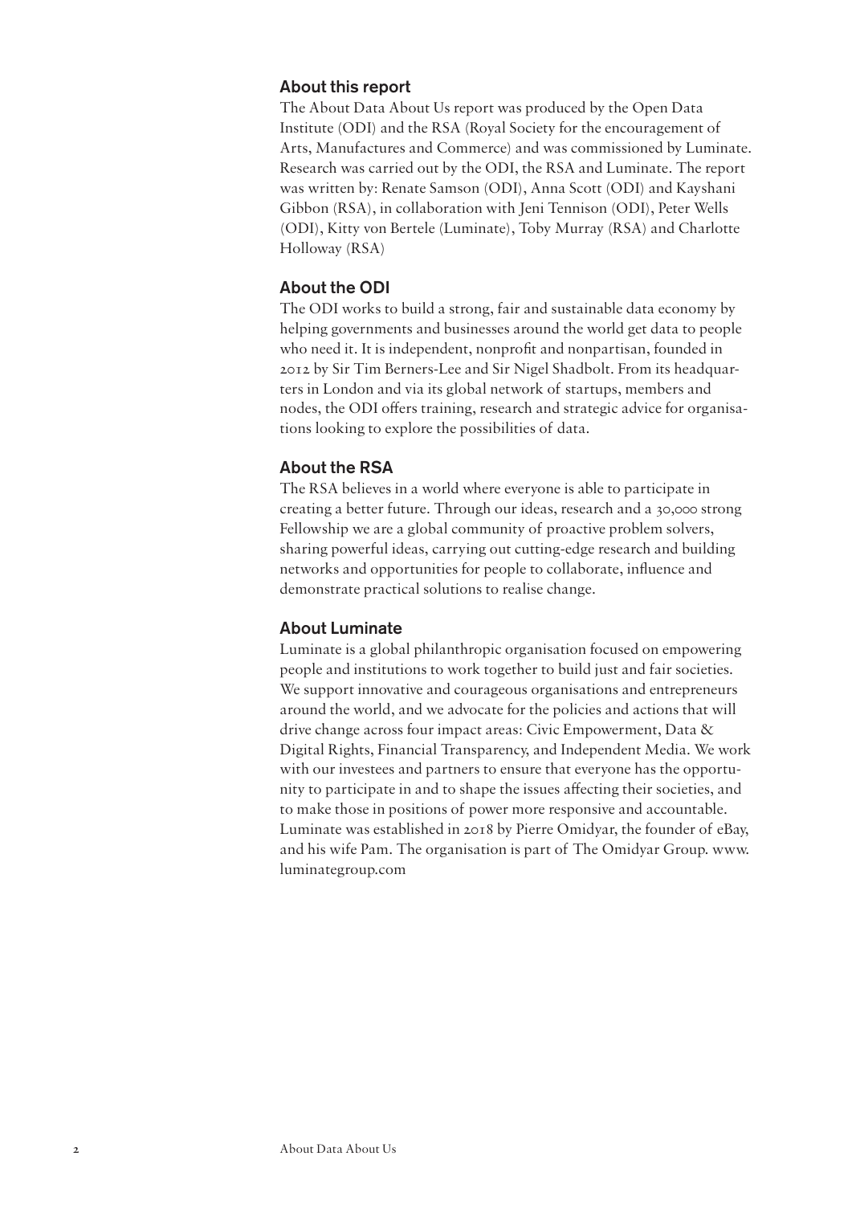## About this report

The About Data About Us report was produced by the Open Data Institute (ODI) and the RSA (Royal Society for the encouragement of Arts, Manufactures and Commerce) and was commissioned by Luminate. Research was carried out by the ODI, the RSA and Luminate. The report was written by: Renate Samson (ODI), Anna Scott (ODI) and Kayshani Gibbon (RSA), in collaboration with Jeni Tennison (ODI), Peter Wells (ODI), Kitty von Bertele (Luminate), Toby Murray (RSA) and Charlotte Holloway (RSA)

## About the ODI

The ODI works to build a strong, fair and sustainable data economy by helping governments and businesses around the world get data to people who need it. It is independent, nonprofit and nonpartisan, founded in 2012 by Sir Tim Berners-Lee and Sir Nigel Shadbolt. From its headquarters in London and via its global network of startups, members and nodes, the ODI offers training, research and strategic advice for organisations looking to explore the possibilities of data.

## About the RSA

The RSA believes in a world where everyone is able to participate in creating a better future. Through our ideas, research and a 30,000 strong Fellowship we are a global community of proactive problem solvers, sharing powerful ideas, carrying out cutting-edge research and building networks and opportunities for people to collaborate, influence and demonstrate practical solutions to realise change.

## About Luminate

Luminate is a global philanthropic organisation focused on empowering people and institutions to work together to build just and fair societies. We support innovative and courageous organisations and entrepreneurs around the world, and we advocate for the policies and actions that will drive change across four impact areas: Civic Empowerment, Data & Digital Rights, Financial Transparency, and Independent Media. We work with our investees and partners to ensure that everyone has the opportunity to participate in and to shape the issues affecting their societies, and to make those in positions of power more responsive and accountable. Luminate was established in 2018 by Pierre Omidyar, the founder of eBay, and his wife Pam. The organisation is part of The Omidyar Group. www.luminategroup.com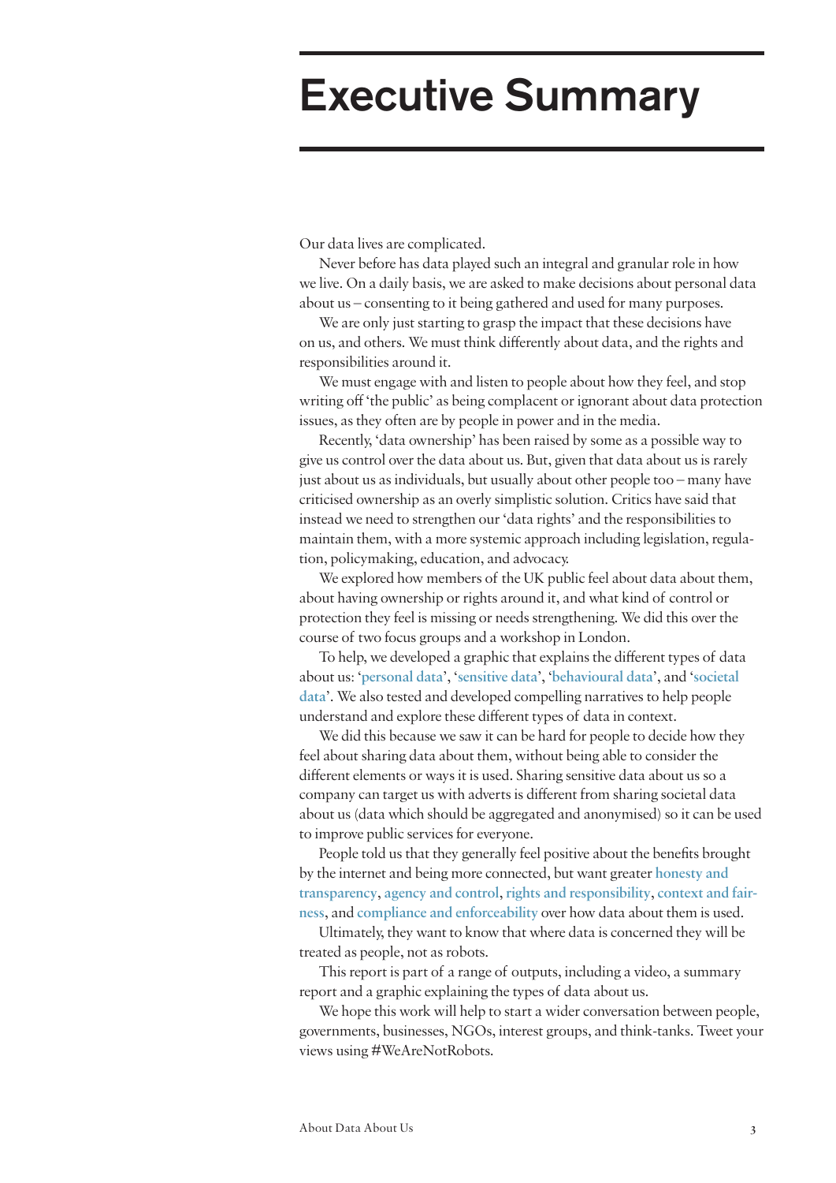# Executive Summary

Our data lives are complicated.

Never before has data played such an integral and granular role in how we live. On a daily basis, we are asked to make decisions about personal data about us – consenting to it being gathered and used for many purposes.

We are only just starting to grasp the impact that these decisions have on us, and others. We must think differently about data, and the rights and responsibilities around it.

We must engage with and listen to people about how they feel, and stop writing off 'the public' as being complacent or ignorant about data protection issues, as they often are by people in power and in the media.

Recently, 'data ownership' has been raised by some as a possible way to give us control over the data about us. But, given that data about us is rarely just about us as individuals, but usually about other people too – many have criticised ownership as an overly simplistic solution. Critics have said that instead we need to strengthen our 'data rights' and the responsibilities to maintain them, with a more systemic approach including legislation, regulation, policymaking, education, and advocacy.

We explored how members of the UK public feel about data about them, about having ownership or rights around it, and what kind of control or protection they feel is missing or needs strengthening. We did this over the course of two focus groups and a workshop in London.

To help, we developed a graphic that explains the different types of data about us: '**personal data**', '**sensitive data**', '**behavioural data**', and '**societal data**'. We also tested and developed compelling narratives to help people understand and explore these different types of data in context.

We did this because we saw it can be hard for people to decide how they feel about sharing data about them, without being able to consider the different elements or ways it is used. Sharing sensitive data about us so a company can target us with adverts is different from sharing societal data about us (data which should be aggregated and anonymised) so it can be used to improve public services for everyone.

People told us that they generally feel positive about the benefits brought by the internet and being more connected, but want greater **honesty and transparency**, **agency and control**, **rights and responsibility**, **context and fairness**, and **compliance and enforceability** over how data about them is used.

Ultimately, they want to know that where data is concerned they will be treated as people, not as robots.

This report is part of a range of outputs, including a video, a summary report and a graphic explaining the types of data about us.

We hope this work will help to start a wider conversation between people, governments, businesses, NGOs, interest groups, and think-tanks. Tweet your views using #WeAreNotRobots.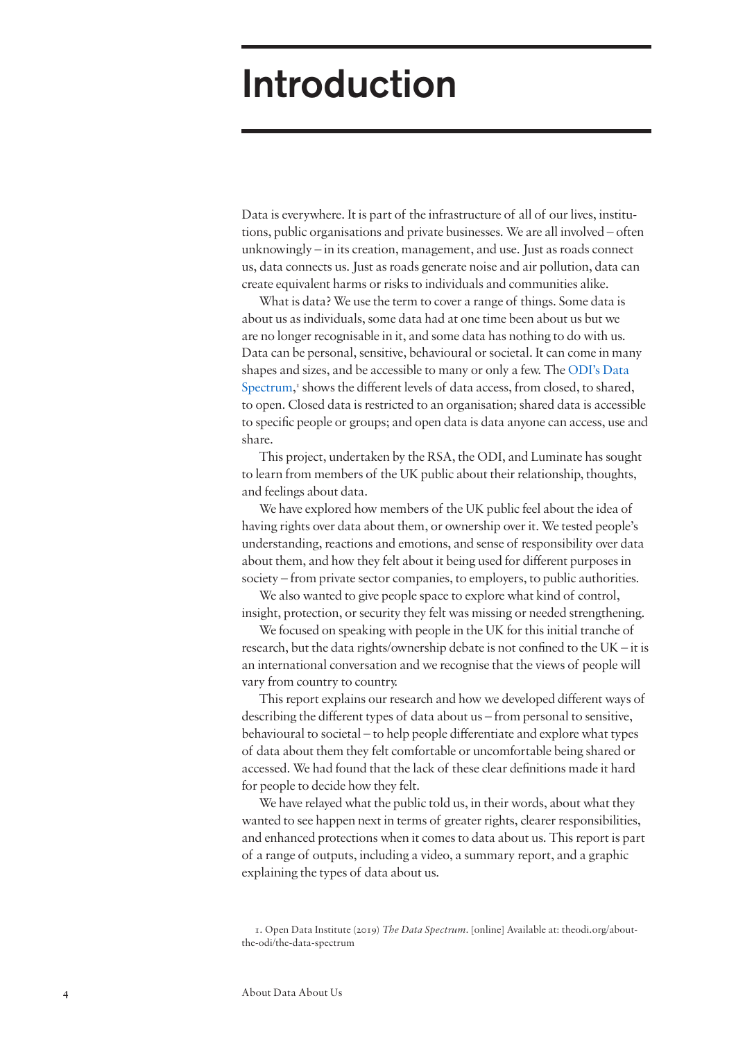# Introduction

Data is everywhere. It is part of the infrastructure of all of our lives, institutions, public organisations and private businesses. We are all involved – often unknowingly – in its creation, management, and use. Just as roads connect us, data connects us. Just as roads generate noise and air pollution, data can create equivalent harms or risks to individuals and communities alike.

What is data? We use the term to cover a range of things. Some data is about us as individuals, some data had at one time been about us but we are no longer recognisable in it, and some data has nothing to do with us. Data can be personal, sensitive, behavioural or societal. It can come in many shapes and sizes, and be accessible to many or only a few. The ODI's Data Spectrum,[1] shows the different levels of data access, from closed, to shared, to open. Closed data is restricted to an organisation; shared data is accessible to specific people or groups; and open data is data anyone can access, use and share.

This project, undertaken by the RSA, the ODI, and Luminate has sought to learn from members of the UK public about their relationship, thoughts, and feelings about data.

We have explored how members of the UK public feel about the idea of having rights over data about them, or ownership over it. We tested people's understanding, reactions and emotions, and sense of responsibility over data about them, and how they felt about it being used for different purposes in society – from private sector companies, to employers, to public authorities.

We also wanted to give people space to explore what kind of control, insight, protection, or security they felt was missing or needed strengthening.

We focused on speaking with people in the UK for this initial tranche of research, but the data rights/ownership debate is not confined to the UK – it is an international conversation and we recognise that the views of people will vary from country to country.

This report explains our research and how we developed different ways of describing the different types of data about us – from personal to sensitive, behavioural to societal – to help people differentiate and explore what types of data about them they felt comfortable or uncomfortable being shared or accessed. We had found that the lack of these clear definitions made it hard for people to decide how they felt.

We have relayed what the public told us, in their words, about what they wanted to see happen next in terms of greater rights, clearer responsibilities, and enhanced protections when it comes to data about us. This report is part of a range of outputs, including a video, a summary report, and a graphic explaining the types of data about us.

1. Open Data Institute (2019) *The Data Spectrum*. [online] Available at: theodi.org/about-the-odi/the-data-spectrum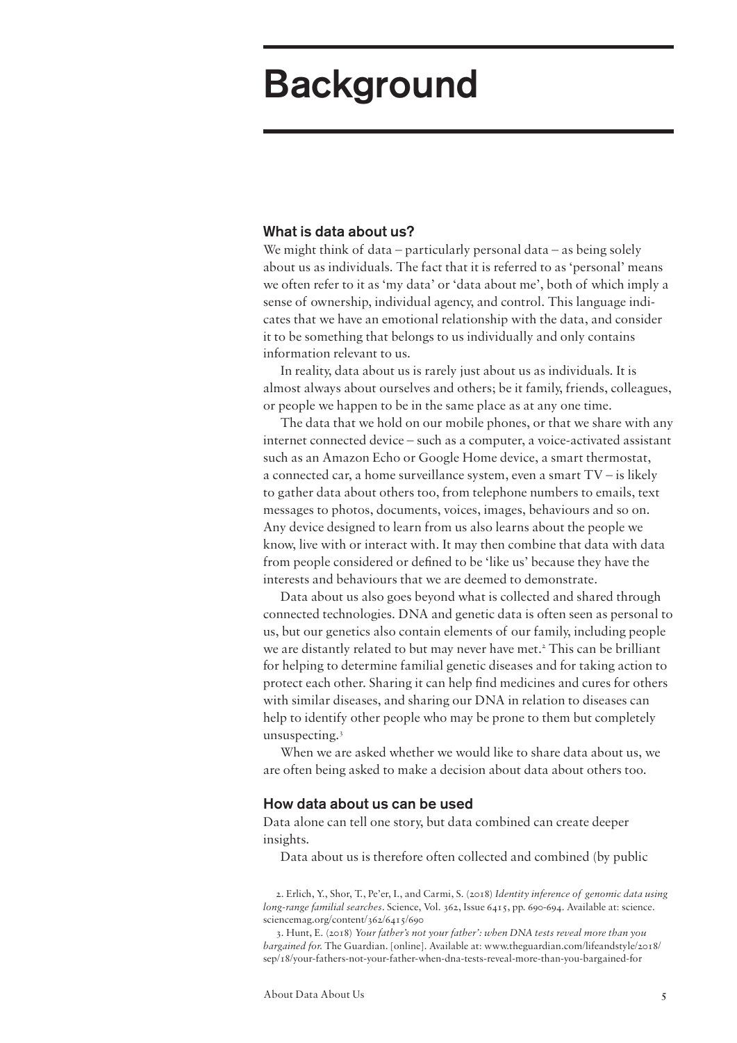# Background

## What is data about us?

We might think of data – particularly personal data – as being solely about us as individuals. The fact that it is referred to as 'personal' means we often refer to it as 'my data' or 'data about me', both of which imply a sense of ownership, individual agency, and control. This language indicates that we have an emotional relationship with the data, and consider it to be something that belongs to us individually and only contains information relevant to us.

In reality, data about us is rarely just about us as individuals. It is almost always about ourselves and others; be it family, friends, colleagues, or people we happen to be in the same place as at any one time.

The data that we hold on our mobile phones, or that we share with any internet connected device – such as a computer, a voice-activated assistant such as an Amazon Echo or Google Home device, a smart thermostat, a connected car, a home surveillance system, even a smart TV – is likely to gather data about others too, from telephone numbers to emails, text messages to photos, documents, voices, images, behaviours and so on. Any device designed to learn from us also learns about the people we know, live with or interact with. It may then combine that data with data from people considered or defined to be 'like us' because they have the interests and behaviours that we are deemed to demonstrate.

Data about us also goes beyond what is collected and shared through connected technologies. DNA and genetic data is often seen as personal to us, but our genetics also contain elements of our family, including people we are distantly related to but may never have met.[2] This can be brilliant for helping to determine familial genetic diseases and for taking action to protect each other. Sharing it can help find medicines and cures for others with similar diseases, and sharing our DNA in relation to diseases can help to identify other people who may be prone to them but completely unsuspecting.[3]

When we are asked whether we would like to share data about us, we are often being asked to make a decision about data about others too.

## How data about us can be used

Data alone can tell one story, but data combined can create deeper insights.

Data about us is therefore often collected and combined (by public

2. Erlich, Y., Shor, T., Pe'er, I., and Carmi, S. (2018) *Identity inference of genomic data using long-range familial searches*. Science, Vol. 362, Issue 6415, pp. 690-694. Available at: science.sciencemag.org/content/362/6415/690

3. Hunt, E. (2018) *Your father's not your father': when DNA tests reveal more than you bargained for.* The Guardian. [online]. Available at: www.theguardian.com/lifeandstyle/2018/sep/18/your-fathers-not-your-father-when-dna-tests-reveal-more-than-you-bargained-for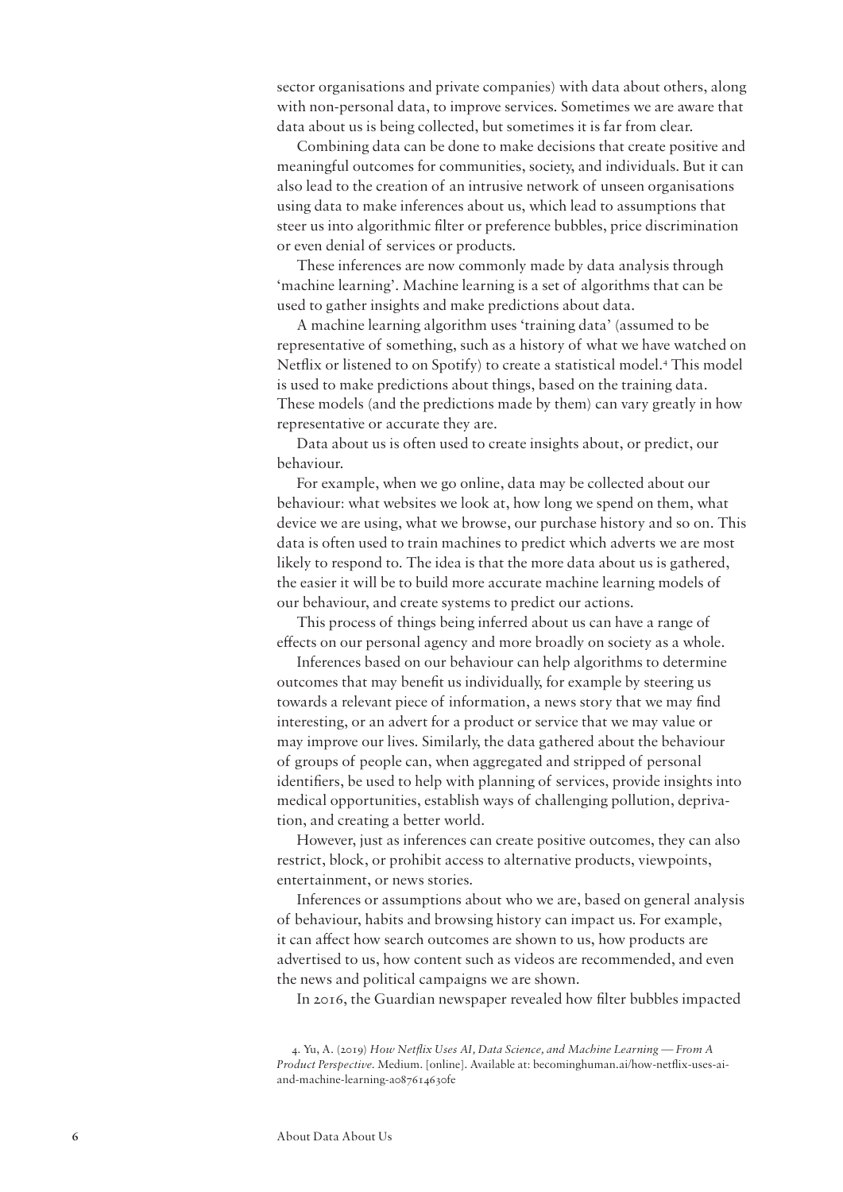sector organisations and private companies) with data about others, along with non-personal data, to improve services. Sometimes we are aware that data about us is being collected, but sometimes it is far from clear.

Combining data can be done to make decisions that create positive and meaningful outcomes for communities, society, and individuals. But it can also lead to the creation of an intrusive network of unseen organisations using data to make inferences about us, which lead to assumptions that steer us into algorithmic filter or preference bubbles, price discrimination or even denial of services or products.

These inferences are now commonly made by data analysis through 'machine learning'. Machine learning is a set of algorithms that can be used to gather insights and make predictions about data.

A machine learning algorithm uses 'training data' (assumed to be representative of something, such as a history of what we have watched on Netflix or listened to on Spotify) to create a statistical model.[4] This model is used to make predictions about things, based on the training data. These models (and the predictions made by them) can vary greatly in how representative or accurate they are.

Data about us is often used to create insights about, or predict, our behaviour.

For example, when we go online, data may be collected about our behaviour: what websites we look at, how long we spend on them, what device we are using, what we browse, our purchase history and so on. This data is often used to train machines to predict which adverts we are most likely to respond to. The idea is that the more data about us is gathered, the easier it will be to build more accurate machine learning models of our behaviour, and create systems to predict our actions.

This process of things being inferred about us can have a range of effects on our personal agency and more broadly on society as a whole.

Inferences based on our behaviour can help algorithms to determine outcomes that may benefit us individually, for example by steering us towards a relevant piece of information, a news story that we may find interesting, or an advert for a product or service that we may value or may improve our lives. Similarly, the data gathered about the behaviour of groups of people can, when aggregated and stripped of personal identifiers, be used to help with planning of services, provide insights into medical opportunities, establish ways of challenging pollution, deprivation, and creating a better world.

However, just as inferences can create positive outcomes, they can also restrict, block, or prohibit access to alternative products, viewpoints, entertainment, or news stories.

Inferences or assumptions about who we are, based on general analysis of behaviour, habits and browsing history can impact us. For example, it can affect how search outcomes are shown to us, how products are advertised to us, how content such as videos are recommended, and even the news and political campaigns we are shown.

In 2016, the Guardian newspaper revealed how filter bubbles impacted

4. Yu, A. (2019) *How Netflix Uses AI, Data Science, and Machine Learning — From A Product Perspective*. Medium. [online]. Available at: becominghuman.ai/how-netflix-uses-ai-and-machine-learning-a087614630fe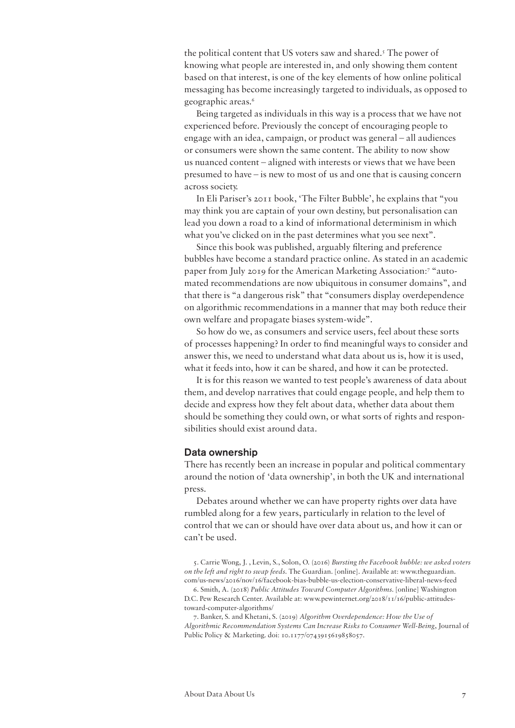the political content that US voters saw and shared.[5] The power of knowing what people are interested in, and only showing them content based on that interest, is one of the key elements of how online political messaging has become increasingly targeted to individuals, as opposed to geographic areas.[6]

Being targeted as individuals in this way is a process that we have not experienced before. Previously the concept of encouraging people to engage with an idea, campaign, or product was general – all audiences or consumers were shown the same content. The ability to now show us nuanced content – aligned with interests or views that we have been presumed to have – is new to most of us and one that is causing concern across society.

In Eli Pariser's 2011 book, 'The Filter Bubble', he explains that "you may think you are captain of your own destiny, but personalisation can lead you down a road to a kind of informational determinism in which what you've clicked on in the past determines what you see next".

Since this book was published, arguably filtering and preference bubbles have become a standard practice online. As stated in an academic paper from July 2019 for the American Marketing Association:[7] "automated recommendations are now ubiquitous in consumer domains", and that there is "a dangerous risk" that "consumers display overdependence on algorithmic recommendations in a manner that may both reduce their own welfare and propagate biases system-wide".

So how do we, as consumers and service users, feel about these sorts of processes happening? In order to find meaningful ways to consider and answer this, we need to understand what data about us is, how it is used, what it feeds into, how it can be shared, and how it can be protected.

It is for this reason we wanted to test people's awareness of data about them, and develop narratives that could engage people, and help them to decide and express how they felt about data, whether data about them should be something they could own, or what sorts of rights and responsibilities should exist around data.

## Data ownership

There has recently been an increase in popular and political commentary around the notion of 'data ownership', in both the UK and international press.

Debates around whether we can have property rights over data have rumbled along for a few years, particularly in relation to the level of control that we can or should have over data about us, and how it can or can't be used.

5. Carrie Wong, J. , Levin, S., Solon, O. (2016) *Bursting the Facebook bubble: we asked voters on the left and right to swap feeds*. The Guardian. [online]. Available at: www.theguardian.com/us-news/2016/nov/16/facebook-bias-bubble-us-election-conservative-liberal-news-feed

6. Smith, A. (2018) *Public Attitudes Toward Computer Algorithms*. [online] Washington D.C. Pew Research Center. Available at: www.pewinternet.org/2018/11/16/public-attitudes-toward-computer-algorithms/

7. Banker, S. and Khetani, S. (2019) *Algorithm Overdependence: How the Use of Algorithmic Recommendation Systems Can Increase Risks to Consumer Well-Being*, Journal of Public Policy & Marketing. doi: 10.1177/0743915619858057.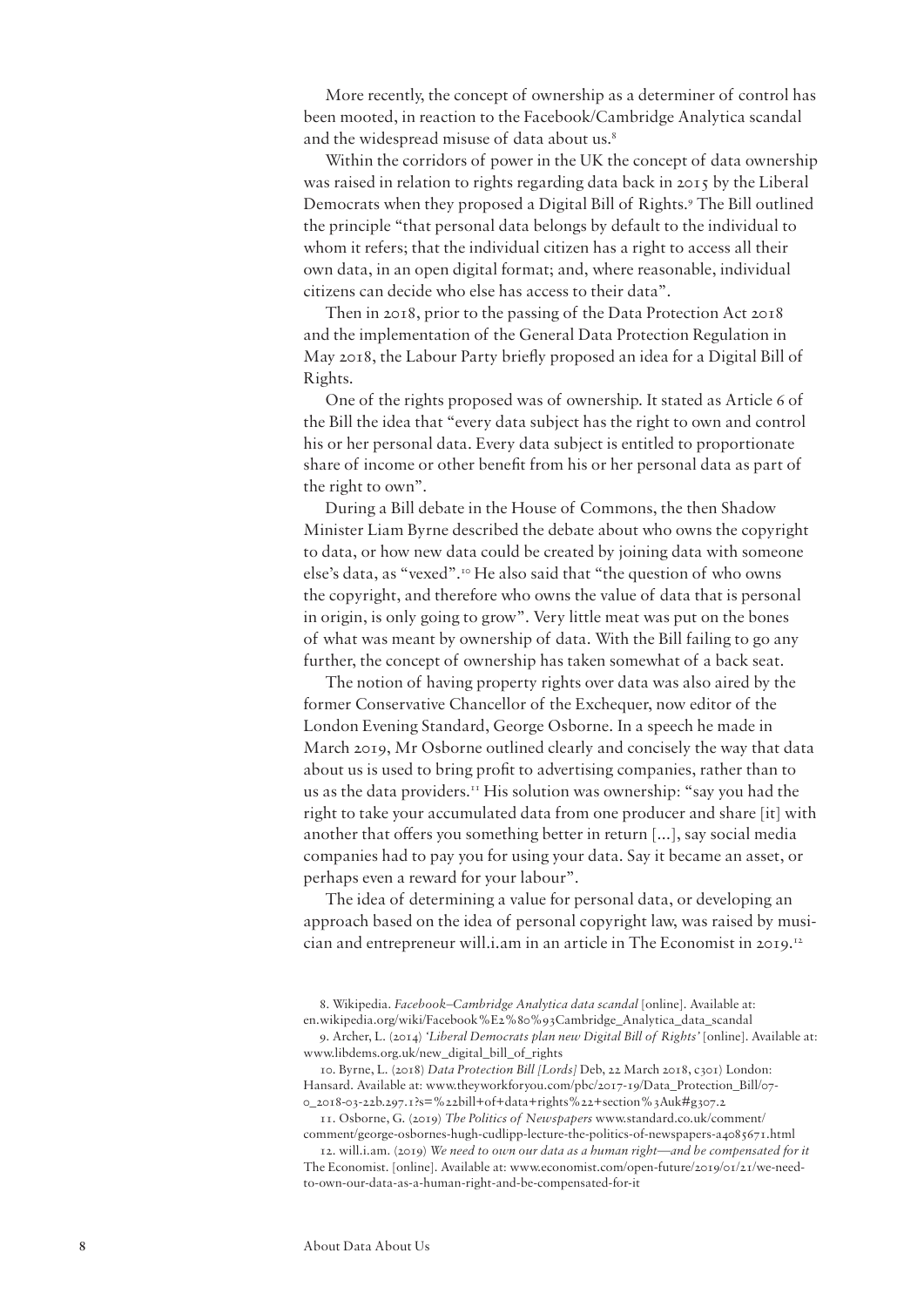More recently, the concept of ownership as a determiner of control has been mooted, in reaction to the Facebook/Cambridge Analytica scandal and the widespread misuse of data about us.[8]

Within the corridors of power in the UK the concept of data ownership was raised in relation to rights regarding data back in 2015 by the Liberal Democrats when they proposed a Digital Bill of Rights.[9] The Bill outlined the principle "that personal data belongs by default to the individual to whom it refers; that the individual citizen has a right to access all their own data, in an open digital format; and, where reasonable, individual citizens can decide who else has access to their data".

Then in 2018, prior to the passing of the Data Protection Act 2018 and the implementation of the General Data Protection Regulation in May 2018, the Labour Party briefly proposed an idea for a Digital Bill of Rights.

One of the rights proposed was of ownership. It stated as Article 6 of the Bill the idea that "every data subject has the right to own and control his or her personal data. Every data subject is entitled to proportionate share of income or other benefit from his or her personal data as part of the right to own".

During a Bill debate in the House of Commons, the then Shadow Minister Liam Byrne described the debate about who owns the copyright to data, or how new data could be created by joining data with someone else's data, as "vexed".[10] He also said that "the question of who owns the copyright, and therefore who owns the value of data that is personal in origin, is only going to grow". Very little meat was put on the bones of what was meant by ownership of data. With the Bill failing to go any further, the concept of ownership has taken somewhat of a back seat.

The notion of having property rights over data was also aired by the former Conservative Chancellor of the Exchequer, now editor of the London Evening Standard, George Osborne. In a speech he made in March 2019, Mr Osborne outlined clearly and concisely the way that data about us is used to bring profit to advertising companies, rather than to us as the data providers.[11] His solution was ownership: "say you had the right to take your accumulated data from one producer and share [it] with another that offers you something better in return [...], say social media companies had to pay you for using your data. Say it became an asset, or perhaps even a reward for your labour".

The idea of determining a value for personal data, or developing an approach based on the idea of personal copyright law, was raised by musician and entrepreneur will.i.am in an article in The Economist in 2019.[12]

8. Wikipedia. *Facebook–Cambridge Analytica data scandal* [online]. Available at: en.wikipedia.org/wiki/Facebook%E2%80%93Cambridge_Analytica_data_scandal

9. Archer, L. (2014) *'Liberal Democrats plan new Digital Bill of Rights'* [online]. Available at: www.libdems.org.uk/new_digital_bill_of_rights

10. Byrne, L. (2018) *Data Protection Bill [Lords]* Deb, 22 March 2018, c301) London: Hansard. Available at: www.theyworkforyou.com/pbc/2017-19/Data_Protection_Bill/07-0_2018-03-22b.297.1?s=%22bill+of+data+rights%22+section%3Auk#g307.2

11. Osborne, G. (2019) *The Politics of Newspapers* www.standard.co.uk/comment/comment/george-osbornes-hugh-cudlipp-lecture-the-politics-of-newspapers-a4085671.html

12. will.i.am. (2019) *We need to own our data as a human right—and be compensated for it* The Economist. [online]. Available at: www.economist.com/open-future/2019/01/21/we-need-to-own-our-data-as-a-human-right-and-be-compensated-for-it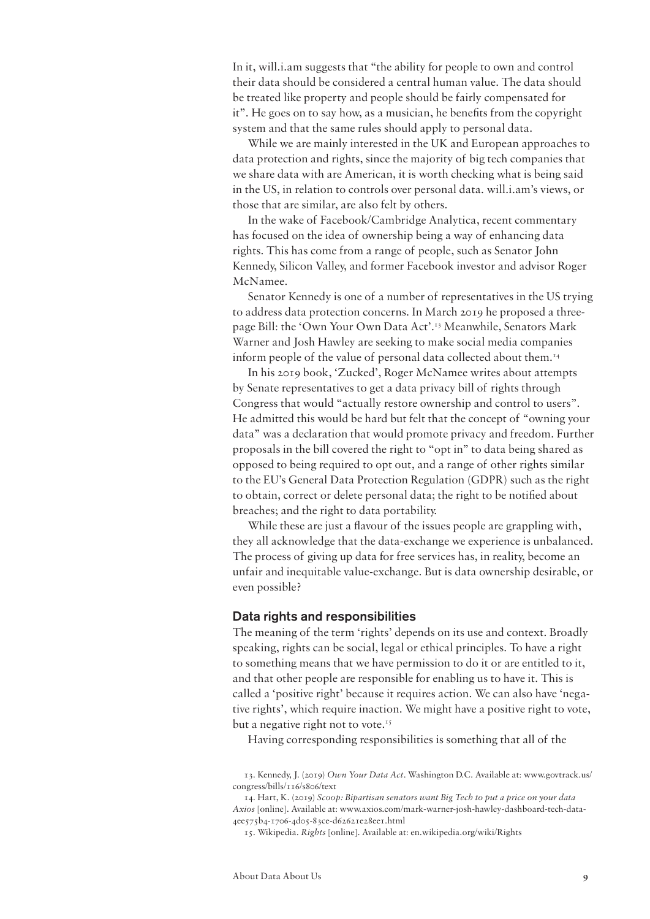In it, will.i.am suggests that "the ability for people to own and control their data should be considered a central human value. The data should be treated like property and people should be fairly compensated for it". He goes on to say how, as a musician, he benefits from the copyright system and that the same rules should apply to personal data.

While we are mainly interested in the UK and European approaches to data protection and rights, since the majority of big tech companies that we share data with are American, it is worth checking what is being said in the US, in relation to controls over personal data. will.i.am's views, or those that are similar, are also felt by others.

In the wake of Facebook/Cambridge Analytica, recent commentary has focused on the idea of ownership being a way of enhancing data rights. This has come from a range of people, such as Senator John Kennedy, Silicon Valley, and former Facebook investor and advisor Roger McNamee.

Senator Kennedy is one of a number of representatives in the US trying to address data protection concerns. In March 2019 he proposed a three-page Bill: the 'Own Your Own Data Act'.[13] Meanwhile, Senators Mark Warner and Josh Hawley are seeking to make social media companies inform people of the value of personal data collected about them.[14]

In his 2019 book, 'Zucked', Roger McNamee writes about attempts by Senate representatives to get a data privacy bill of rights through Congress that would "actually restore ownership and control to users". He admitted this would be hard but felt that the concept of "owning your data" was a declaration that would promote privacy and freedom. Further proposals in the bill covered the right to "opt in" to data being shared as opposed to being required to opt out, and a range of other rights similar to the EU's General Data Protection Regulation (GDPR) such as the right to obtain, correct or delete personal data; the right to be notified about breaches; and the right to data portability.

While these are just a flavour of the issues people are grappling with, they all acknowledge that the data-exchange we experience is unbalanced. The process of giving up data for free services has, in reality, become an unfair and inequitable value-exchange. But is data ownership desirable, or even possible?

## Data rights and responsibilities

The meaning of the term 'rights' depends on its use and context. Broadly speaking, rights can be social, legal or ethical principles. To have a right to something means that we have permission to do it or are entitled to it, and that other people are responsible for enabling us to have it. This is called a 'positive right' because it requires action. We can also have 'negative rights', which require inaction. We might have a positive right to vote, but a negative right not to vote.[15]

Having corresponding responsibilities is something that all of the

13. Kennedy, J. (2019) *Own Your Data Act*. Washington D.C. Available at: www.govtrack.us/congress/bills/116/s806/text

14. Hart, K. (2019) *Scoop: Bipartisan senators want Big Tech to put a price on your data Axios* [online]. Available at: www.axios.com/mark-warner-josh-hawley-dashboard-tech-data-4ee575b4-1706-4d05-83ce-d62621e28ee1.html

15. Wikipedia. *Rights* [online]. Available at: en.wikipedia.org/wiki/Rights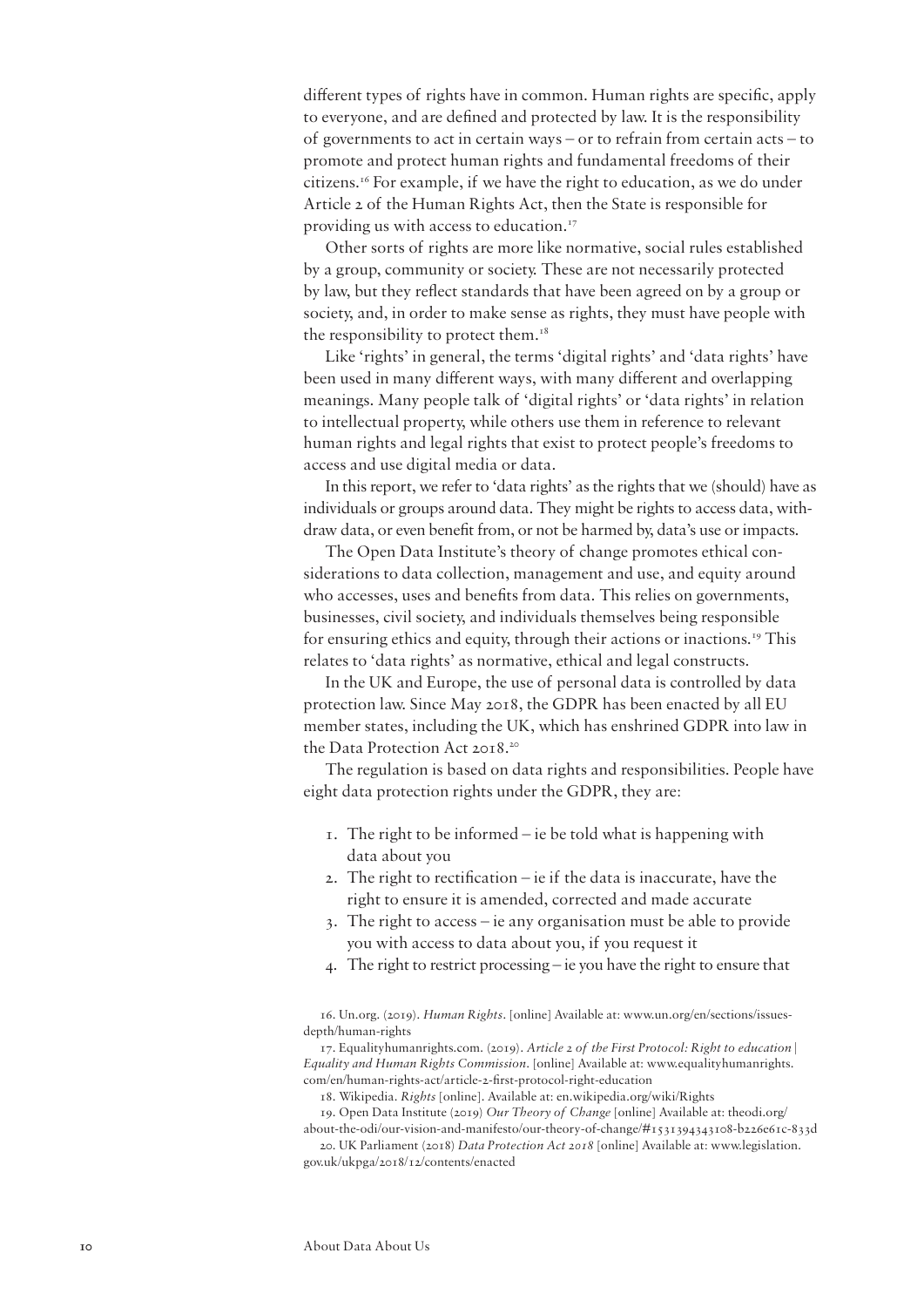different types of rights have in common. Human rights are specific, apply to everyone, and are defined and protected by law. It is the responsibility of governments to act in certain ways – or to refrain from certain acts – to promote and protect human rights and fundamental freedoms of their citizens.[16] For example, if we have the right to education, as we do under Article 2 of the Human Rights Act, then the State is responsible for providing us with access to education.[17]

Other sorts of rights are more like normative, social rules established by a group, community or society. These are not necessarily protected by law, but they reflect standards that have been agreed on by a group or society, and, in order to make sense as rights, they must have people with the responsibility to protect them.[18]

Like 'rights' in general, the terms 'digital rights' and 'data rights' have been used in many different ways, with many different and overlapping meanings. Many people talk of 'digital rights' or 'data rights' in relation to intellectual property, while others use them in reference to relevant human rights and legal rights that exist to protect people's freedoms to access and use digital media or data.

In this report, we refer to 'data rights' as the rights that we (should) have as individuals or groups around data. They might be rights to access data, withdraw data, or even benefit from, or not be harmed by, data's use or impacts.

The Open Data Institute's theory of change promotes ethical considerations to data collection, management and use, and equity around who accesses, uses and benefits from data. This relies on governments, businesses, civil society, and individuals themselves being responsible for ensuring ethics and equity, through their actions or inactions.[19] This relates to 'data rights' as normative, ethical and legal constructs.

In the UK and Europe, the use of personal data is controlled by data protection law. Since May 2018, the GDPR has been enacted by all EU member states, including the UK, which has enshrined GDPR into law in the Data Protection Act 2018.[20]

The regulation is based on data rights and responsibilities. People have eight data protection rights under the GDPR, they are:

1. The right to be informed – ie be told what is happening with data about you
2. The right to rectification – ie if the data is inaccurate, have the right to ensure it is amended, corrected and made accurate
3. The right to access – ie any organisation must be able to provide you with access to data about you, if you request it
4. The right to restrict processing – ie you have the right to ensure that

16. Un.org. (2019). *Human Rights*. [online] Available at: www.un.org/en/sections/issues-depth/human-rights

17. Equalityhumanrights.com. (2019). *Article 2 of the First Protocol: Right to education | Equality and Human Rights Commission*. [online] Available at: www.equalityhumanrights.com/en/human-rights-act/article-2-first-protocol-right-education

18. Wikipedia. *Rights* [online]. Available at: en.wikipedia.org/wiki/Rights

19. Open Data Institute (2019) *Our Theory of Change* [online] Available at: theodi.org/about-the-odi/our-vision-and-manifesto/our-theory-of-change/#1531394343108-b226e61c-833d

20. UK Parliament (2018) *Data Protection Act 2018* [online] Available at: www.legislation.gov.uk/ukpga/2018/12/contents/enacted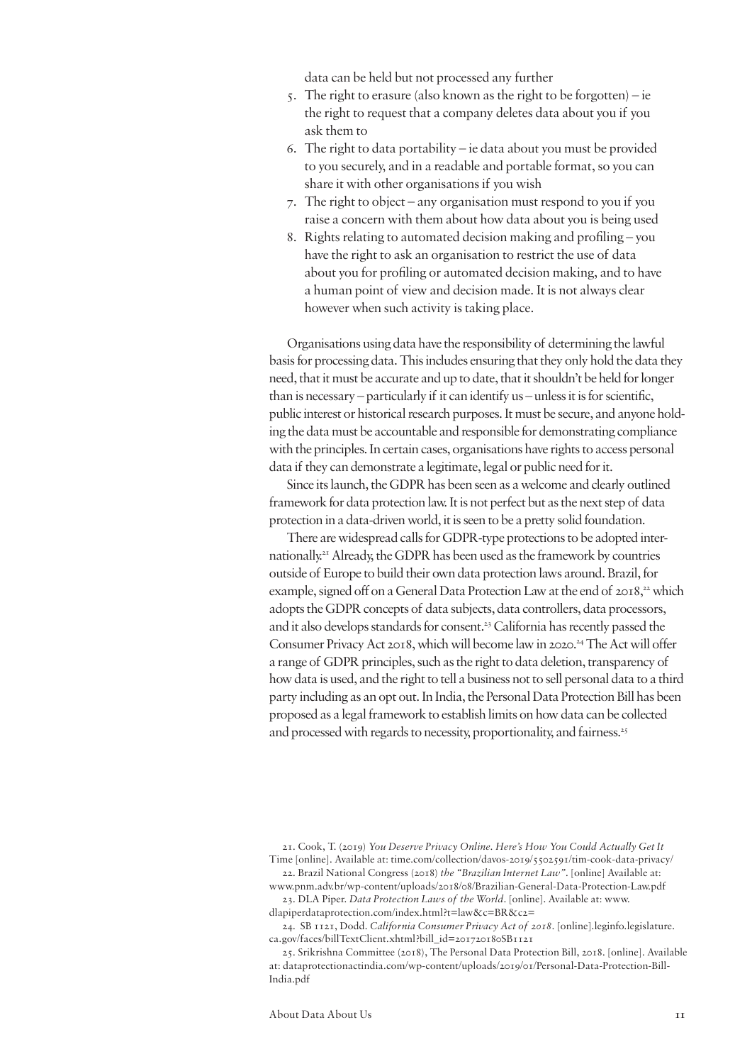data can be held but not processed any further

5. The right to erasure (also known as the right to be forgotten) – ie the right to request that a company deletes data about you if you ask them to
6. The right to data portability – ie data about you must be provided to you securely, and in a readable and portable format, so you can share it with other organisations if you wish
7. The right to object – any organisation must respond to you if you raise a concern with them about how data about you is being used
8. Rights relating to automated decision making and profiling – you have the right to ask an organisation to restrict the use of data about you for profiling or automated decision making, and to have a human point of view and decision made. It is not always clear however when such activity is taking place.

Organisations using data have the responsibility of determining the lawful basis for processing data. This includes ensuring that they only hold the data they need, that it must be accurate and up to date, that it shouldn't be held for longer than is necessary – particularly if it can identify us – unless it is for scientific, public interest or historical research purposes. It must be secure, and anyone holding the data must be accountable and responsible for demonstrating compliance with the principles. In certain cases, organisations have rights to access personal data if they can demonstrate a legitimate, legal or public need for it.

Since its launch, the GDPR has been seen as a welcome and clearly outlined framework for data protection law. It is not perfect but as the next step of data protection in a data-driven world, it is seen to be a pretty solid foundation.

There are widespread calls for GDPR-type protections to be adopted internationally.[21] Already, the GDPR has been used as the framework by countries outside of Europe to build their own data protection laws around. Brazil, for example, signed off on a General Data Protection Law at the end of 2018,[22] which adopts the GDPR concepts of data subjects, data controllers, data processors, and it also develops standards for consent.[23] California has recently passed the Consumer Privacy Act 2018, which will become law in 2020.[24] The Act will offer a range of GDPR principles, such as the right to data deletion, transparency of how data is used, and the right to tell a business not to sell personal data to a third party including as an opt out. In India, the Personal Data Protection Bill has been proposed as a legal framework to establish limits on how data can be collected and processed with regards to necessity, proportionality, and fairness.[25]

21. Cook, T. (2019) *You Deserve Privacy Online. Here's How You Could Actually Get It* Time [online]. Available at: time.com/collection/davos-2019/5502591/tim-cook-data-privacy/

22. Brazil National Congress (2018) *the "Brazilian Internet Law"*. [online] Available at: www.pnm.adv.br/wp-content/uploads/2018/08/Brazilian-General-Data-Protection-Law.pdf

23. DLA Piper. *Data Protection Laws of the World*. [online]. Available at: www.dlapiperdataprotection.com/index.html?t=law&c=BR&c2=

24. SB 1121, Dodd. *California Consumer Privacy Act of 2018*. [online].leginfo.legislature.ca.gov/faces/billTextClient.xhtml?bill_id=201720180SB1121

25. Srikrishna Committee (2018), The Personal Data Protection Bill, 2018. [online]. Available at: dataprotectionactindia.com/wp-content/uploads/2019/01/Personal-Data-Protection-Bill-India.pdf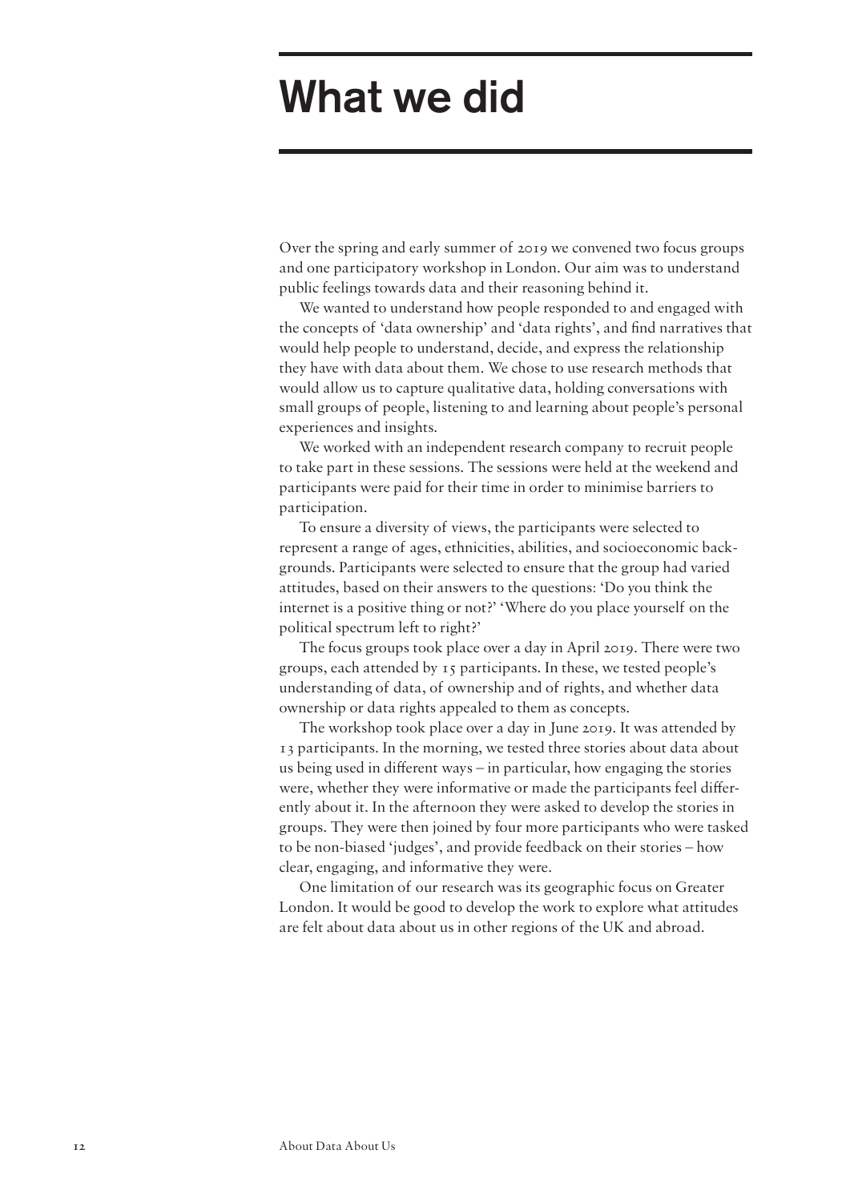# What we did

Over the spring and early summer of 2019 we convened two focus groups and one participatory workshop in London. Our aim was to understand public feelings towards data and their reasoning behind it.

We wanted to understand how people responded to and engaged with the concepts of 'data ownership' and 'data rights', and find narratives that would help people to understand, decide, and express the relationship they have with data about them. We chose to use research methods that would allow us to capture qualitative data, holding conversations with small groups of people, listening to and learning about people's personal experiences and insights.

We worked with an independent research company to recruit people to take part in these sessions. The sessions were held at the weekend and participants were paid for their time in order to minimise barriers to participation.

To ensure a diversity of views, the participants were selected to represent a range of ages, ethnicities, abilities, and socioeconomic backgrounds. Participants were selected to ensure that the group had varied attitudes, based on their answers to the questions: 'Do you think the internet is a positive thing or not?' 'Where do you place yourself on the political spectrum left to right?'

The focus groups took place over a day in April 2019. There were two groups, each attended by 15 participants. In these, we tested people's understanding of data, of ownership and of rights, and whether data ownership or data rights appealed to them as concepts.

The workshop took place over a day in June 2019. It was attended by 13 participants. In the morning, we tested three stories about data about us being used in different ways – in particular, how engaging the stories were, whether they were informative or made the participants feel differently about it. In the afternoon they were asked to develop the stories in groups. They were then joined by four more participants who were tasked to be non-biased 'judges', and provide feedback on their stories – how clear, engaging, and informative they were.

One limitation of our research was its geographic focus on Greater London. It would be good to develop the work to explore what attitudes are felt about data about us in other regions of the UK and abroad.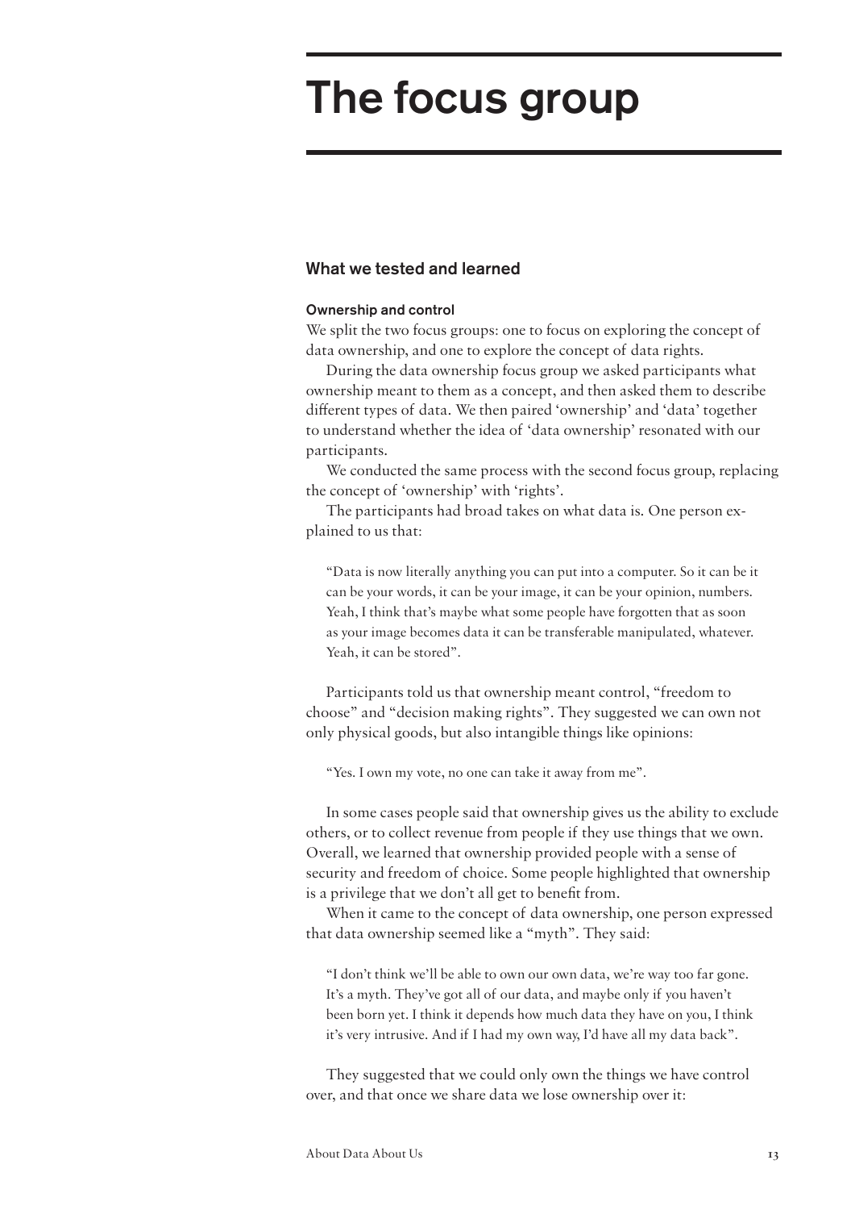# The focus group

## What we tested and learned

### Ownership and control

We split the two focus groups: one to focus on exploring the concept of data ownership, and one to explore the concept of data rights.

During the data ownership focus group we asked participants what ownership meant to them as a concept, and then asked them to describe different types of data. We then paired 'ownership' and 'data' together to understand whether the idea of 'data ownership' resonated with our participants.

We conducted the same process with the second focus group, replacing the concept of 'ownership' with 'rights'.

The participants had broad takes on what data is. One person explained to us that:

> "Data is now literally anything you can put into a computer. So it can be it can be your words, it can be your image, it can be your opinion, numbers. Yeah, I think that's maybe what some people have forgotten that as soon as your image becomes data it can be transferable manipulated, whatever. Yeah, it can be stored".

Participants told us that ownership meant control, "freedom to choose" and "decision making rights". They suggested we can own not only physical goods, but also intangible things like opinions:

> "Yes. I own my vote, no one can take it away from me".

In some cases people said that ownership gives us the ability to exclude others, or to collect revenue from people if they use things that we own. Overall, we learned that ownership provided people with a sense of security and freedom of choice. Some people highlighted that ownership is a privilege that we don't all get to benefit from.

When it came to the concept of data ownership, one person expressed that data ownership seemed like a "myth". They said:

> "I don't think we'll be able to own our own data, we're way too far gone. It's a myth. They've got all of our data, and maybe only if you haven't been born yet. I think it depends how much data they have on you, I think it's very intrusive. And if I had my own way, I'd have all my data back".

They suggested that we could only own the things we have control over, and that once we share data we lose ownership over it: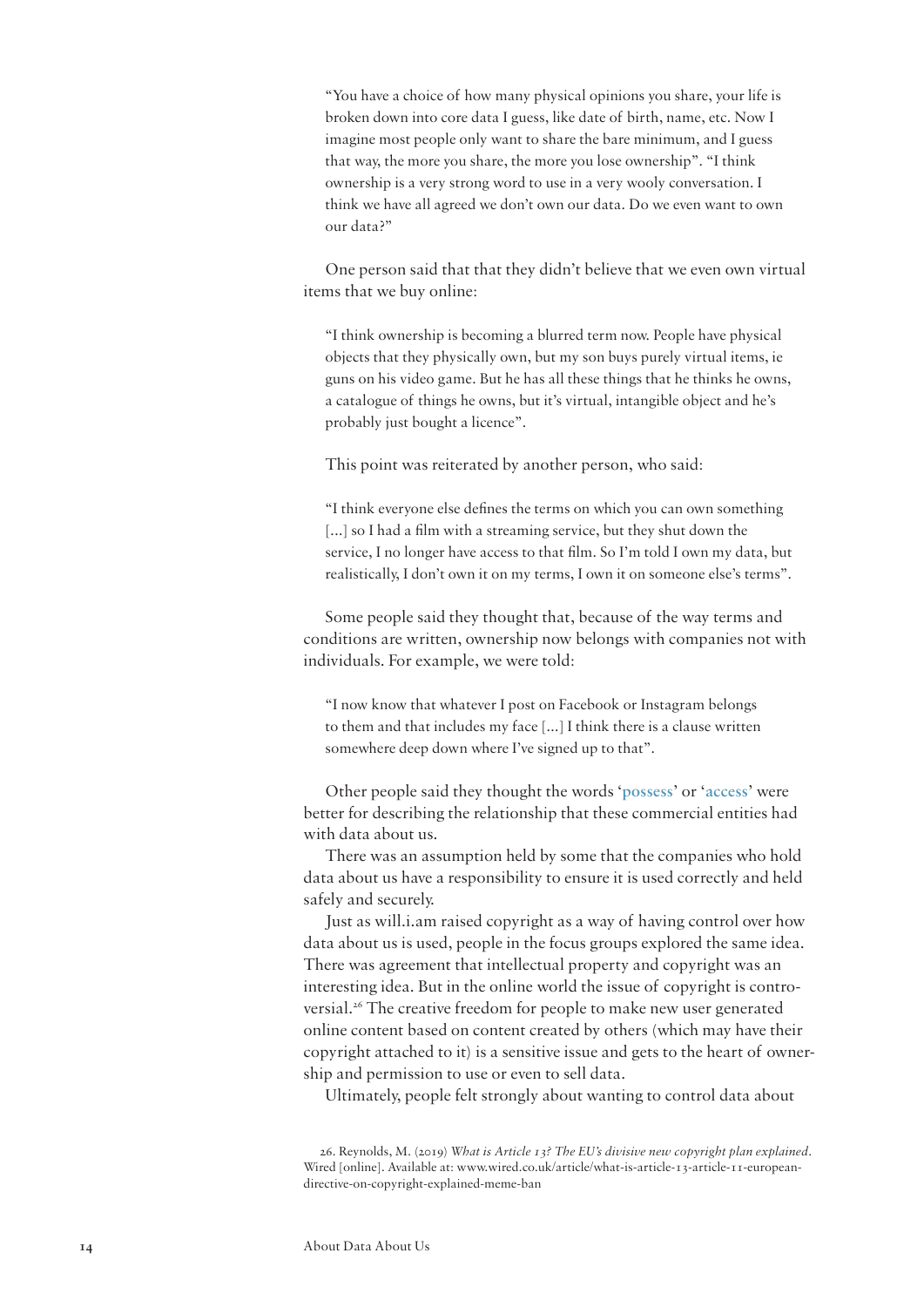> "You have a choice of how many physical opinions you share, your life is broken down into core data I guess, like date of birth, name, etc. Now I imagine most people only want to share the bare minimum, and I guess that way, the more you share, the more you lose ownership". "I think ownership is a very strong word to use in a very wooly conversation. I think we have all agreed we don't own our data. Do we even want to own our data?"

One person said that that they didn't believe that we even own virtual items that we buy online:

> "I think ownership is becoming a blurred term now. People have physical objects that they physically own, but my son buys purely virtual items, ie guns on his video game. But he has all these things that he thinks he owns, a catalogue of things he owns, but it's virtual, intangible object and he's probably just bought a licence".

This point was reiterated by another person, who said:

> "I think everyone else defines the terms on which you can own something [...] so I had a film with a streaming service, but they shut down the service, I no longer have access to that film. So I'm told I own my data, but realistically, I don't own it on my terms, I own it on someone else's terms".

Some people said they thought that, because of the way terms and conditions are written, ownership now belongs with companies not with individuals. For example, we were told:

> "I now know that whatever I post on Facebook or Instagram belongs to them and that includes my face [...] I think there is a clause written somewhere deep down where I've signed up to that".

Other people said they thought the words '**possess**' or '**access**' were better for describing the relationship that these commercial entities had with data about us.

There was an assumption held by some that the companies who hold data about us have a responsibility to ensure it is used correctly and held safely and securely.

Just as will.i.am raised copyright as a way of having control over how data about us is used, people in the focus groups explored the same idea. There was agreement that intellectual property and copyright was an interesting idea. But in the online world the issue of copyright is controversial.[26] The creative freedom for people to make new user generated online content based on content created by others (which may have their copyright attached to it) is a sensitive issue and gets to the heart of ownership and permission to use or even to sell data.

Ultimately, people felt strongly about wanting to control data about

26. Reynolds, M. (2019) *What is Article 13? The EU's divisive new copyright plan explained*. Wired [online]. Available at: www.wired.co.uk/article/what-is-article-13-article-11-european-directive-on-copyright-explained-meme-ban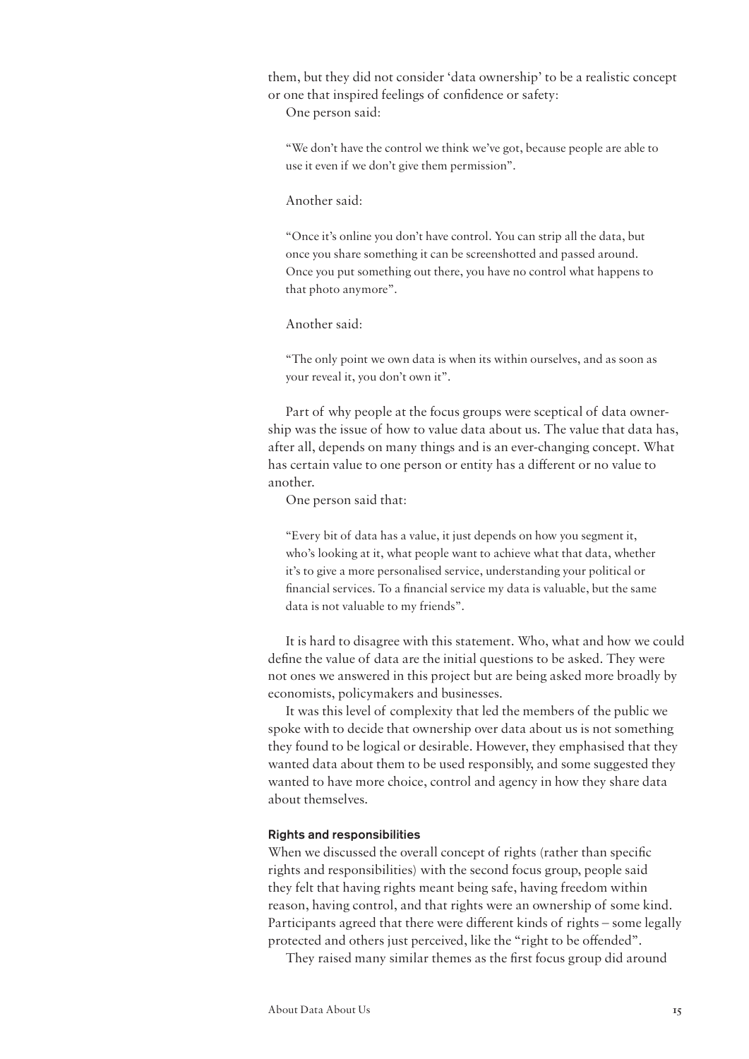them, but they did not consider 'data ownership' to be a realistic concept or one that inspired feelings of confidence or safety:

One person said:

> "We don't have the control we think we've got, because people are able to use it even if we don't give them permission".

Another said:

> "Once it's online you don't have control. You can strip all the data, but once you share something it can be screenshotted and passed around. Once you put something out there, you have no control what happens to that photo anymore".

Another said:

> "The only point we own data is when its within ourselves, and as soon as your reveal it, you don't own it".

Part of why people at the focus groups were sceptical of data ownership was the issue of how to value data about us. The value that data has, after all, depends on many things and is an ever-changing concept. What has certain value to one person or entity has a different or no value to another.

One person said that:

> "Every bit of data has a value, it just depends on how you segment it, who's looking at it, what people want to achieve what that data, whether it's to give a more personalised service, understanding your political or financial services. To a financial service my data is valuable, but the same data is not valuable to my friends".

It is hard to disagree with this statement. Who, what and how we could define the value of data are the initial questions to be asked. They were not ones we answered in this project but are being asked more broadly by economists, policymakers and businesses.

It was this level of complexity that led the members of the public we spoke with to decide that ownership over data about us is not something they found to be logical or desirable. However, they emphasised that they wanted data about them to be used responsibly, and some suggested they wanted to have more choice, control and agency in how they share data about themselves.

### Rights and responsibilities

When we discussed the overall concept of rights (rather than specific rights and responsibilities) with the second focus group, people said they felt that having rights meant being safe, having freedom within reason, having control, and that rights were an ownership of some kind. Participants agreed that there were different kinds of rights – some legally protected and others just perceived, like the "right to be offended".

They raised many similar themes as the first focus group did around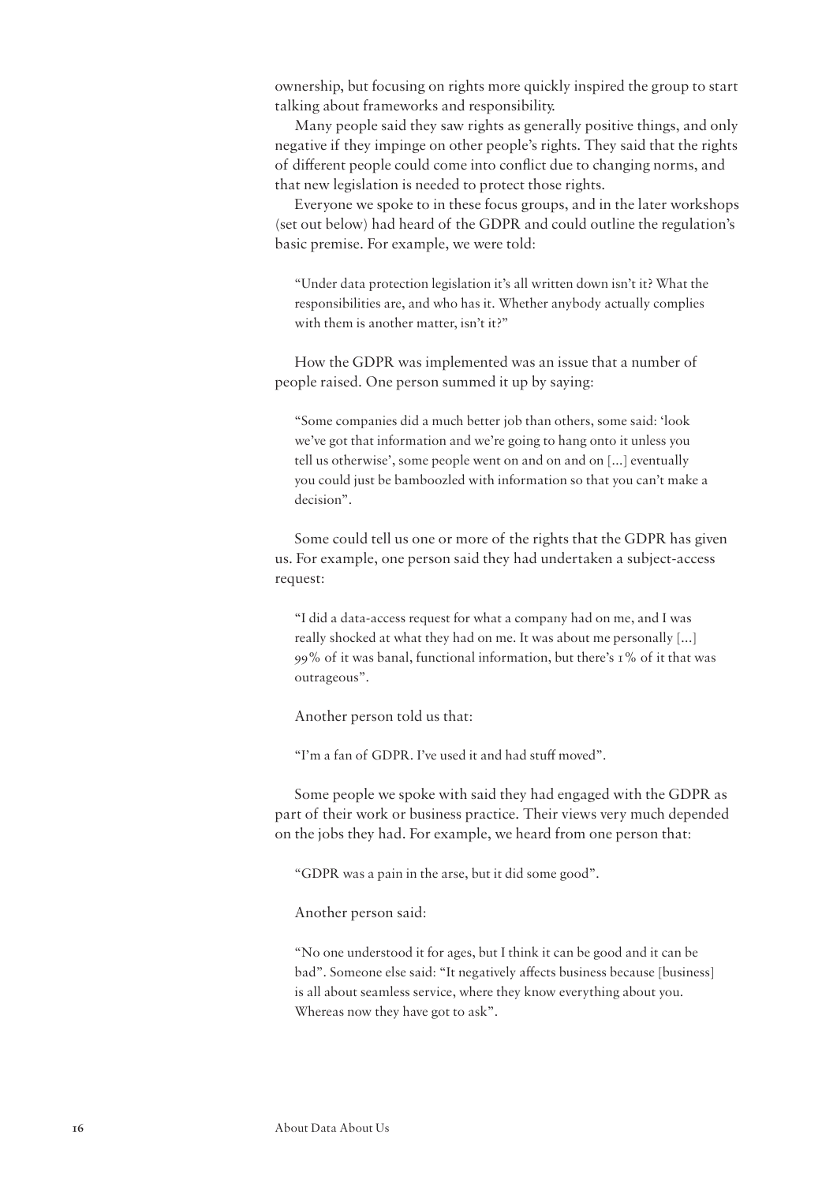ownership, but focusing on rights more quickly inspired the group to start talking about frameworks and responsibility.

Many people said they saw rights as generally positive things, and only negative if they impinge on other people's rights. They said that the rights of different people could come into conflict due to changing norms, and that new legislation is needed to protect those rights.

Everyone we spoke to in these focus groups, and in the later workshops (set out below) had heard of the GDPR and could outline the regulation's basic premise. For example, we were told:

> "Under data protection legislation it's all written down isn't it? What the responsibilities are, and who has it. Whether anybody actually complies with them is another matter, isn't it?"

How the GDPR was implemented was an issue that a number of people raised. One person summed it up by saying:

> "Some companies did a much better job than others, some said: 'look we've got that information and we're going to hang onto it unless you tell us otherwise', some people went on and on and on [...] eventually you could just be bamboozled with information so that you can't make a decision".

Some could tell us one or more of the rights that the GDPR has given us. For example, one person said they had undertaken a subject-access request:

> "I did a data-access request for what a company had on me, and I was really shocked at what they had on me. It was about me personally [...] 99% of it was banal, functional information, but there's 1% of it that was outrageous".

Another person told us that:

> "I'm a fan of GDPR. I've used it and had stuff moved".

Some people we spoke with said they had engaged with the GDPR as part of their work or business practice. Their views very much depended on the jobs they had. For example, we heard from one person that:

> "GDPR was a pain in the arse, but it did some good".

Another person said:

> "No one understood it for ages, but I think it can be good and it can be bad". Someone else said: "It negatively affects business because [business] is all about seamless service, where they know everything about you. Whereas now they have got to ask".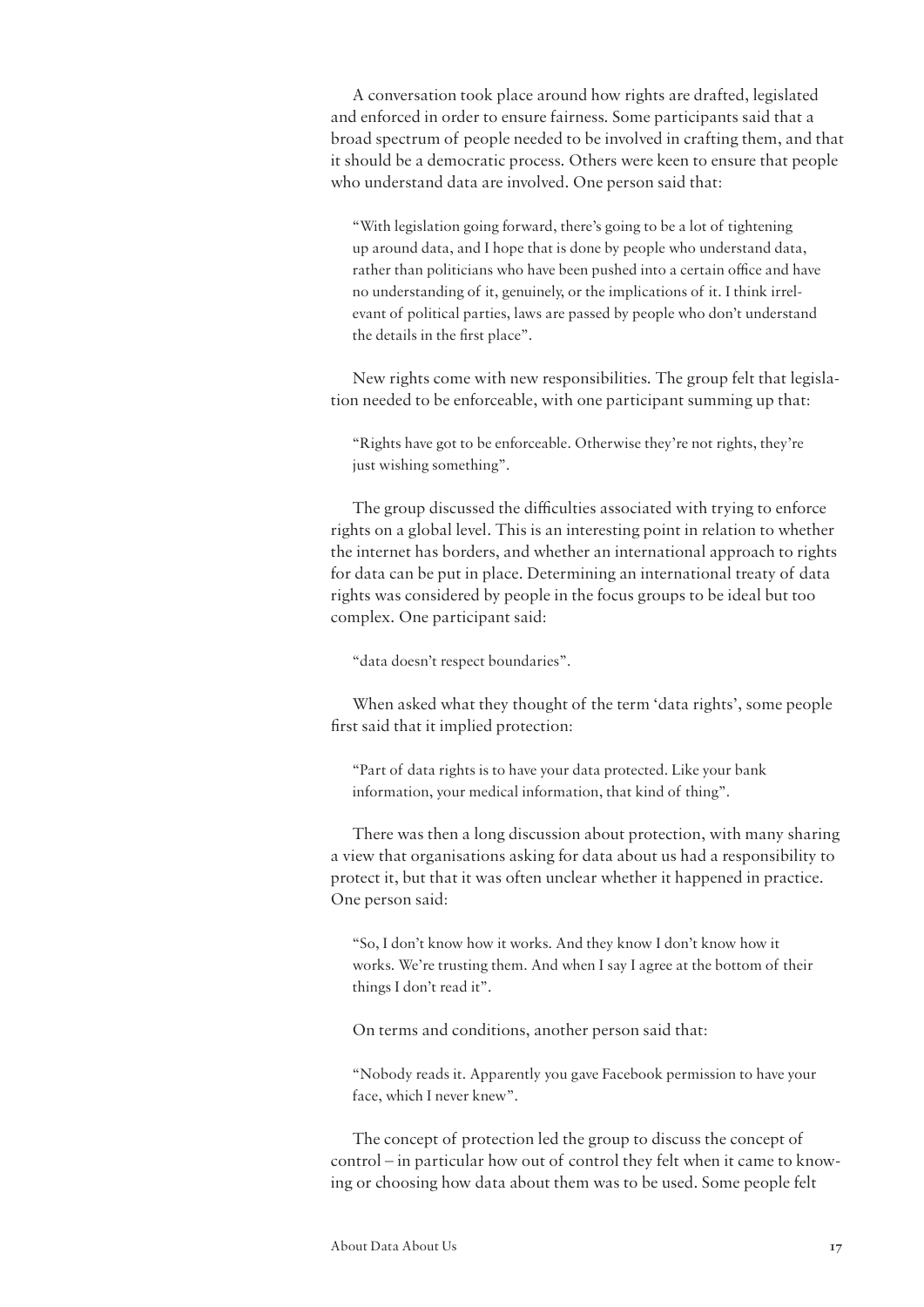A conversation took place around how rights are drafted, legislated and enforced in order to ensure fairness. Some participants said that a broad spectrum of people needed to be involved in crafting them, and that it should be a democratic process. Others were keen to ensure that people who understand data are involved. One person said that:

> "With legislation going forward, there's going to be a lot of tightening up around data, and I hope that is done by people who understand data, rather than politicians who have been pushed into a certain office and have no understanding of it, genuinely, or the implications of it. I think irrelevant of political parties, laws are passed by people who don't understand the details in the first place".

New rights come with new responsibilities. The group felt that legislation needed to be enforceable, with one participant summing up that:

> "Rights have got to be enforceable. Otherwise they're not rights, they're just wishing something".

The group discussed the difficulties associated with trying to enforce rights on a global level. This is an interesting point in relation to whether the internet has borders, and whether an international approach to rights for data can be put in place. Determining an international treaty of data rights was considered by people in the focus groups to be ideal but too complex. One participant said:

> "data doesn't respect boundaries".

When asked what they thought of the term 'data rights', some people first said that it implied protection:

> "Part of data rights is to have your data protected. Like your bank information, your medical information, that kind of thing".

There was then a long discussion about protection, with many sharing a view that organisations asking for data about us had a responsibility to protect it, but that it was often unclear whether it happened in practice. One person said:

> "So, I don't know how it works. And they know I don't know how it works. We're trusting them. And when I say I agree at the bottom of their things I don't read it".

On terms and conditions, another person said that:

> "Nobody reads it. Apparently you gave Facebook permission to have your face, which I never knew".

The concept of protection led the group to discuss the concept of control – in particular how out of control they felt when it came to knowing or choosing how data about them was to be used. Some people felt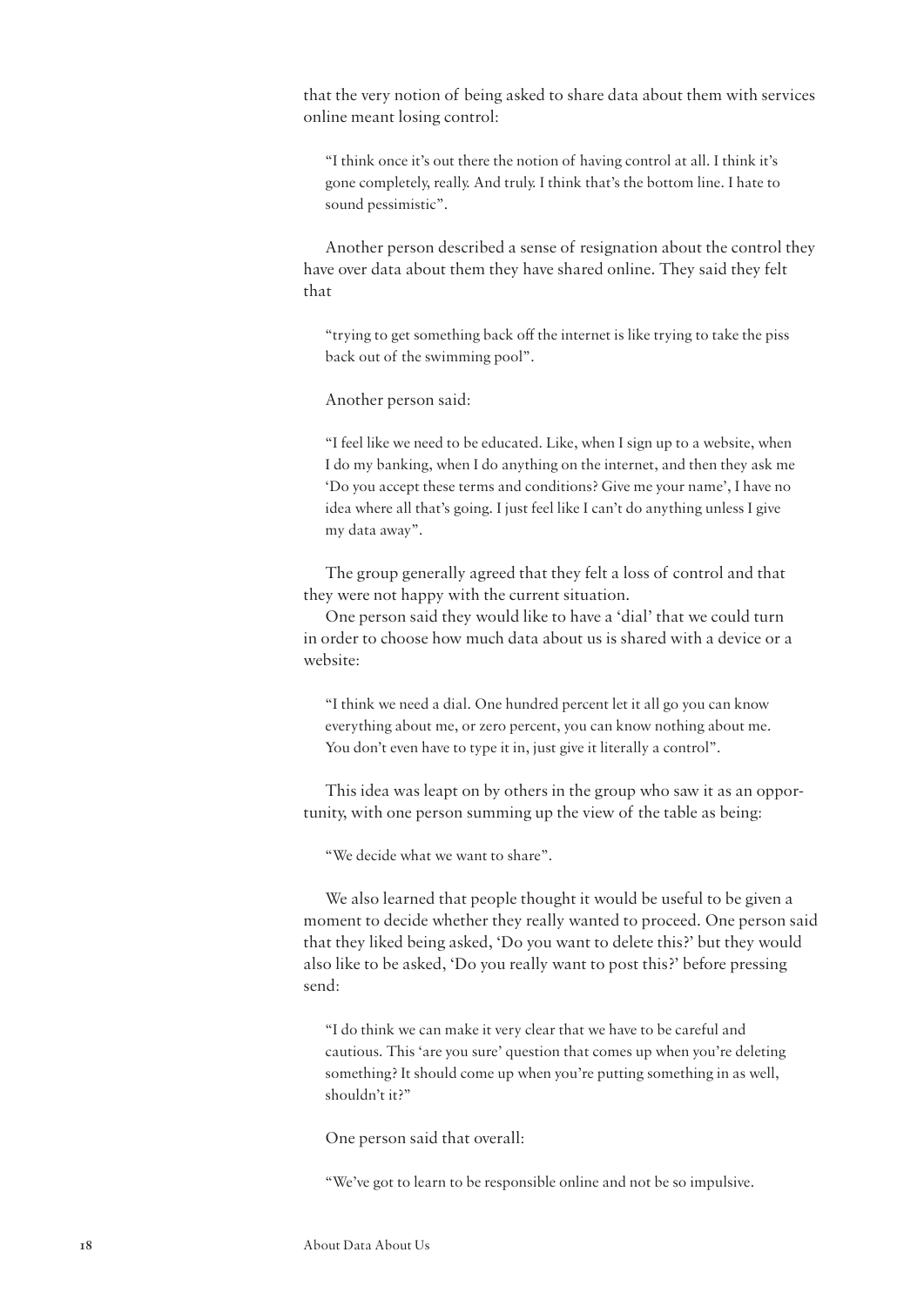that the very notion of being asked to share data about them with services online meant losing control:

> "I think once it's out there the notion of having control at all. I think it's gone completely, really. And truly. I think that's the bottom line. I hate to sound pessimistic".

Another person described a sense of resignation about the control they have over data about them they have shared online. They said they felt that

> "trying to get something back off the internet is like trying to take the piss back out of the swimming pool".

Another person said:

> "I feel like we need to be educated. Like, when I sign up to a website, when I do my banking, when I do anything on the internet, and then they ask me 'Do you accept these terms and conditions? Give me your name', I have no idea where all that's going. I just feel like I can't do anything unless I give my data away".

The group generally agreed that they felt a loss of control and that they were not happy with the current situation.

One person said they would like to have a 'dial' that we could turn in order to choose how much data about us is shared with a device or a website:

> "I think we need a dial. One hundred percent let it all go you can know everything about me, or zero percent, you can know nothing about me. You don't even have to type it in, just give it literally a control".

This idea was leapt on by others in the group who saw it as an opportunity, with one person summing up the view of the table as being:

> "We decide what we want to share".

We also learned that people thought it would be useful to be given a moment to decide whether they really wanted to proceed. One person said that they liked being asked, 'Do you want to delete this?' but they would also like to be asked, 'Do you really want to post this?' before pressing send:

> "I do think we can make it very clear that we have to be careful and cautious. This 'are you sure' question that comes up when you're deleting something? It should come up when you're putting something in as well, shouldn't it?"

One person said that overall:

> "We've got to learn to be responsible online and not be so impulsive.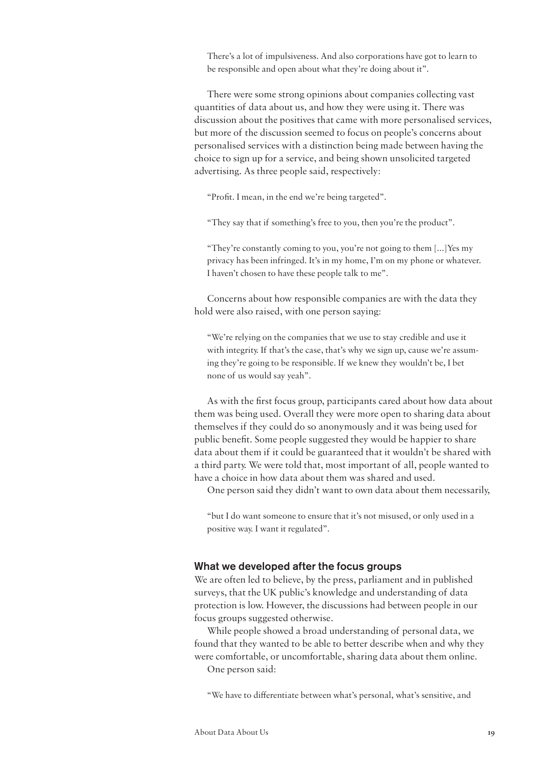> There's a lot of impulsiveness. And also corporations have got to learn to be responsible and open about what they're doing about it".

There were some strong opinions about companies collecting vast quantities of data about us, and how they were using it. There was discussion about the positives that came with more personalised services, but more of the discussion seemed to focus on people's concerns about personalised services with a distinction being made between having the choice to sign up for a service, and being shown unsolicited targeted advertising. As three people said, respectively:

> "Profit. I mean, in the end we're being targeted".

> "They say that if something's free to you, then you're the product".

> "They're constantly coming to you, you're not going to them [...]Yes my privacy has been infringed. It's in my home, I'm on my phone or whatever. I haven't chosen to have these people talk to me".

Concerns about how responsible companies are with the data they hold were also raised, with one person saying:

> "We're relying on the companies that we use to stay credible and use it with integrity. If that's the case, that's why we sign up, cause we're assuming they're going to be responsible. If we knew they wouldn't be, I bet none of us would say yeah".

As with the first focus group, participants cared about how data about them was being used. Overall they were more open to sharing data about themselves if they could do so anonymously and it was being used for public benefit. Some people suggested they would be happier to share data about them if it could be guaranteed that it wouldn't be shared with a third party. We were told that, most important of all, people wanted to have a choice in how data about them was shared and used.

One person said they didn't want to own data about them necessarily,

> "but I do want someone to ensure that it's not misused, or only used in a positive way. I want it regulated".

### What we developed after the focus groups

We are often led to believe, by the press, parliament and in published surveys, that the UK public's knowledge and understanding of data protection is low. However, the discussions had between people in our focus groups suggested otherwise.

While people showed a broad understanding of personal data, we found that they wanted to be able to better describe when and why they were comfortable, or uncomfortable, sharing data about them online.

One person said:

> "We have to differentiate between what's personal, what's sensitive, and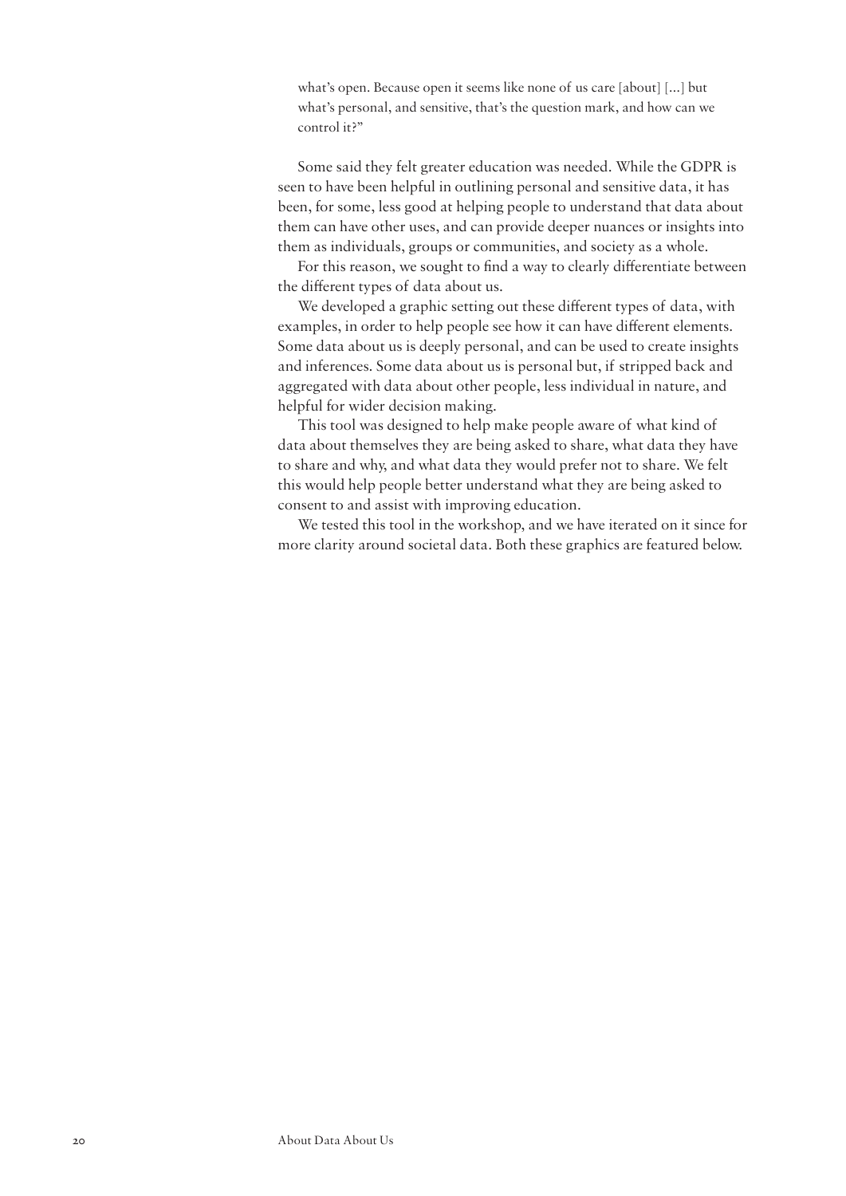what's open. Because open it seems like none of us care [about] [...] but what's personal, and sensitive, that's the question mark, and how can we control it?"

Some said they felt greater education was needed. While the GDPR is seen to have been helpful in outlining personal and sensitive data, it has been, for some, less good at helping people to understand that data about them can have other uses, and can provide deeper nuances or insights into them as individuals, groups or communities, and society as a whole.

For this reason, we sought to find a way to clearly differentiate between the different types of data about us.

We developed a graphic setting out these different types of data, with examples, in order to help people see how it can have different elements. Some data about us is deeply personal, and can be used to create insights and inferences. Some data about us is personal but, if stripped back and aggregated with data about other people, less individual in nature, and helpful for wider decision making.

This tool was designed to help make people aware of what kind of data about themselves they are being asked to share, what data they have to share and why, and what data they would prefer not to share. We felt this would help people better understand what they are being asked to consent to and assist with improving education.

We tested this tool in the workshop, and we have iterated on it since for more clarity around societal data. Both these graphics are featured below.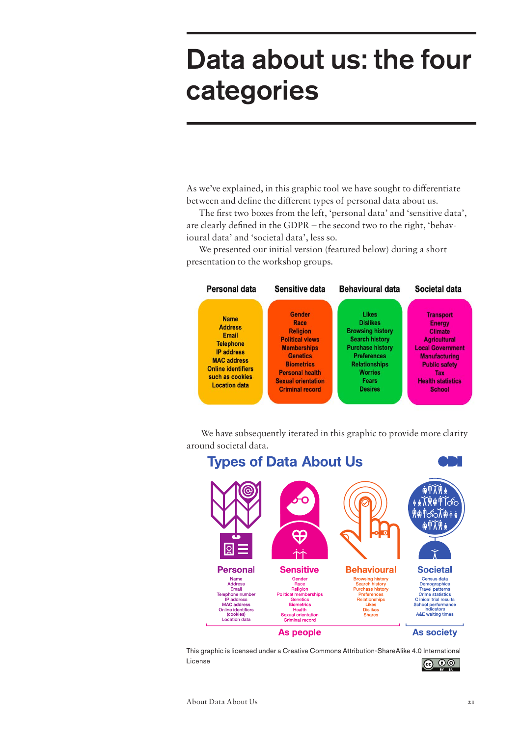# Data about us: the four categories

As we've explained, in this graphic tool we have sought to differentiate between and define the different types of personal data about us.

The first two boxes from the left, 'personal data' and 'sensitive data', are clearly defined in the GDPR – the second two to the right, 'behavioural data' and 'societal data', less so.

We presented our initial version (featured below) during a short presentation to the workshop groups.

| Personal data | Sensitive data | Behavioural data | Societal data |
| --- | --- | --- | --- |
| Name<br>Address<br>Email<br>Telephone<br>IP address<br>MAC address<br>Online identifiers such as cookies<br>Location data | Gender<br>Race<br>Religion<br>Political views<br>Memberships<br>Genetics<br>Biometrics<br>Personal health<br>Sexual orientation<br>Criminal record | Likes<br>Dislikes<br>Browsing history<br>Search history<br>Purchase history<br>Preferences<br>Relationships<br>Worries<br>Fears<br>Desires | Transport<br>Energy<br>Climate<br>Agricultural<br>Local Government<br>Manufacturing<br>Public safety<br>Tax<br>Health statistics<br>School |

We have subsequently iterated in this graphic to provide more clarity around societal data.

**Types of Data About Us**

| Personal | Sensitive | Behavioural | Societal |
| --- | --- | --- | --- |
| Name<br>Address<br>Email<br>Telephone number<br>IP address<br>MAC address<br>Online identifiers (cookies)<br>Location data | Gender<br>Race<br>Religion<br>Political memberships<br>Genetics<br>Biometrics<br>Health<br>Sexual orientation<br>Criminal record | Browsing history<br>Search history<br>Purchase history<br>Preferences<br>Relationships<br>Likes<br>Dislikes<br>Shares | Census data<br>Demographics<br>Travel patterns<br>Crime statistics<br>Clinical trial results<br>School performance indicators<br>A&E waiting times |
| As people | | | As society |

This graphic is licensed under a Creative Commons Attribution-ShareAlike 4.0 International License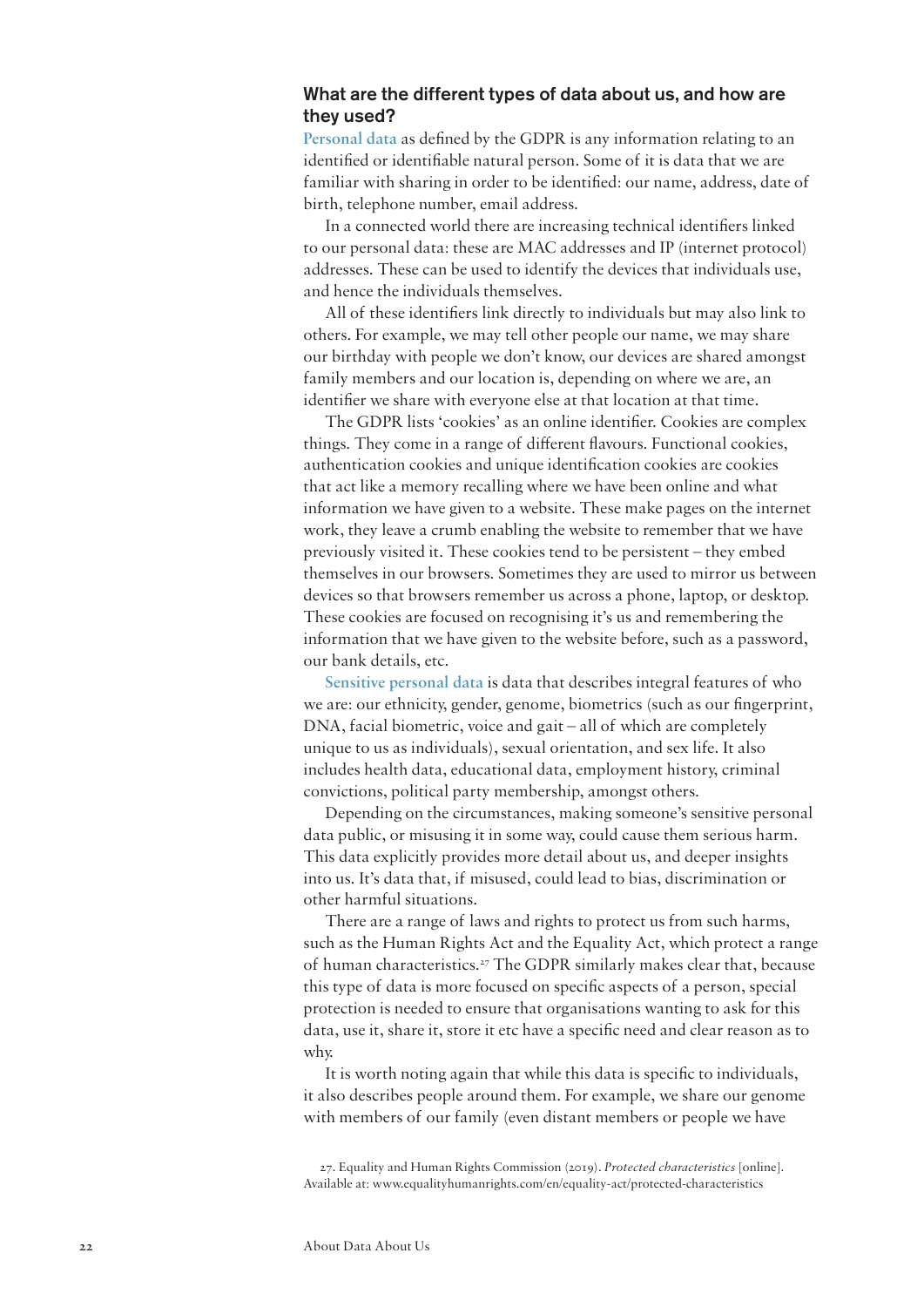## What are the different types of data about us, and how are they used?

**Personal data** as defined by the GDPR is any information relating to an identified or identifiable natural person. Some of it is data that we are familiar with sharing in order to be identified: our name, address, date of birth, telephone number, email address.

In a connected world there are increasing technical identifiers linked to our personal data: these are MAC addresses and IP (internet protocol) addresses. These can be used to identify the devices that individuals use, and hence the individuals themselves.

All of these identifiers link directly to individuals but may also link to others. For example, we may tell other people our name, we may share our birthday with people we don't know, our devices are shared amongst family members and our location is, depending on where we are, an identifier we share with everyone else at that location at that time.

The GDPR lists 'cookies' as an online identifier. Cookies are complex things. They come in a range of different flavours. Functional cookies, authentication cookies and unique identification cookies are cookies that act like a memory recalling where we have been online and what information we have given to a website. These make pages on the internet work, they leave a crumb enabling the website to remember that we have previously visited it. These cookies tend to be persistent – they embed themselves in our browsers. Sometimes they are used to mirror us between devices so that browsers remember us across a phone, laptop, or desktop. These cookies are focused on recognising it's us and remembering the information that we have given to the website before, such as a password, our bank details, etc.

**Sensitive personal data** is data that describes integral features of who we are: our ethnicity, gender, genome, biometrics (such as our fingerprint, DNA, facial biometric, voice and gait – all of which are completely unique to us as individuals), sexual orientation, and sex life. It also includes health data, educational data, employment history, criminal convictions, political party membership, amongst others.

Depending on the circumstances, making someone's sensitive personal data public, or misusing it in some way, could cause them serious harm. This data explicitly provides more detail about us, and deeper insights into us. It's data that, if misused, could lead to bias, discrimination or other harmful situations.

There are a range of laws and rights to protect us from such harms, such as the Human Rights Act and the Equality Act, which protect a range of human characteristics.[27] The GDPR similarly makes clear that, because this type of data is more focused on specific aspects of a person, special protection is needed to ensure that organisations wanting to ask for this data, use it, share it, store it etc have a specific need and clear reason as to why.

It is worth noting again that while this data is specific to individuals, it also describes people around them. For example, we share our genome with members of our family (even distant members or people we have

27. Equality and Human Rights Commission (2019). *Protected characteristics* [online]. Available at: www.equalityhumanrights.com/en/equality-act/protected-characteristics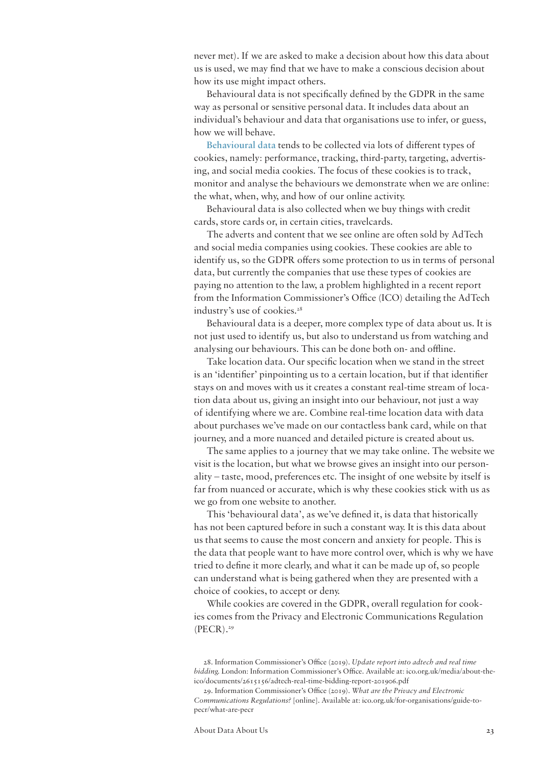never met). If we are asked to make a decision about how this data about us is used, we may find that we have to make a conscious decision about how its use might impact others.

Behavioural data is not specifically defined by the GDPR in the same way as personal or sensitive personal data. It includes data about an individual's behaviour and data that organisations use to infer, or guess, how we will behave.

**Behavioural data** tends to be collected via lots of different types of cookies, namely: performance, tracking, third-party, targeting, advertising, and social media cookies. The focus of these cookies is to track, monitor and analyse the behaviours we demonstrate when we are online: the what, when, why, and how of our online activity.

Behavioural data is also collected when we buy things with credit cards, store cards or, in certain cities, travelcards.

The adverts and content that we see online are often sold by AdTech and social media companies using cookies. These cookies are able to identify us, so the GDPR offers some protection to us in terms of personal data, but currently the companies that use these types of cookies are paying no attention to the law, a problem highlighted in a recent report from the Information Commissioner's Office (ICO) detailing the AdTech industry's use of cookies.[28]

Behavioural data is a deeper, more complex type of data about us. It is not just used to identify us, but also to understand us from watching and analysing our behaviours. This can be done both on- and offline.

Take location data. Our specific location when we stand in the street is an 'identifier' pinpointing us to a certain location, but if that identifier stays on and moves with us it creates a constant real-time stream of location data about us, giving an insight into our behaviour, not just a way of identifying where we are. Combine real-time location data with data about purchases we've made on our contactless bank card, while on that journey, and a more nuanced and detailed picture is created about us.

The same applies to a journey that we may take online. The website we visit is the location, but what we browse gives an insight into our personality – taste, mood, preferences etc. The insight of one website by itself is far from nuanced or accurate, which is why these cookies stick with us as we go from one website to another.

This 'behavioural data', as we've defined it, is data that historically has not been captured before in such a constant way. It is this data about us that seems to cause the most concern and anxiety for people. This is the data that people want to have more control over, which is why we have tried to define it more clearly, and what it can be made up of, so people can understand what is being gathered when they are presented with a choice of cookies, to accept or deny.

While cookies are covered in the GDPR, overall regulation for cookies comes from the Privacy and Electronic Communications Regulation (PECR).[29]

28. Information Commissioner's Office (2019). *Update report into adtech and real time bidding.* London: Information Commissioner's Office. Available at: ico.org.uk/media/about-the-ico/documents/2615156/adtech-real-time-bidding-report-201906.pdf

29. Information Commissioner's Office (2019). *What are the Privacy and Electronic Communications Regulations?* [online]. Available at: ico.org.uk/for-organisations/guide-to-pecr/what-are-pecr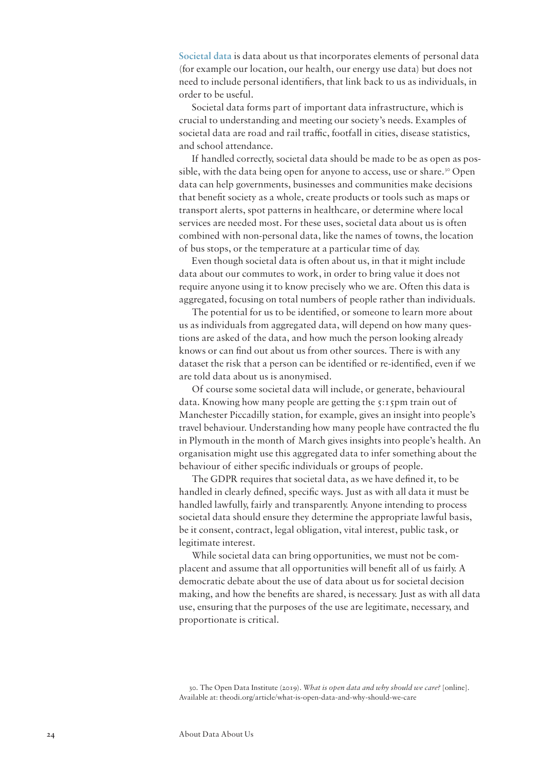**Societal data** is data about us that incorporates elements of personal data (for example our location, our health, our energy use data) but does not need to include personal identifiers, that link back to us as individuals, in order to be useful.

Societal data forms part of important data infrastructure, which is crucial to understanding and meeting our society's needs. Examples of societal data are road and rail traffic, footfall in cities, disease statistics, and school attendance.

If handled correctly, societal data should be made to be as open as possible, with the data being open for anyone to access, use or share.[30] Open data can help governments, businesses and communities make decisions that benefit society as a whole, create products or tools such as maps or transport alerts, spot patterns in healthcare, or determine where local services are needed most. For these uses, societal data about us is often combined with non-personal data, like the names of towns, the location of bus stops, or the temperature at a particular time of day.

Even though societal data is often about us, in that it might include data about our commutes to work, in order to bring value it does not require anyone using it to know precisely who we are. Often this data is aggregated, focusing on total numbers of people rather than individuals.

The potential for us to be identified, or someone to learn more about us as individuals from aggregated data, will depend on how many questions are asked of the data, and how much the person looking already knows or can find out about us from other sources. There is with any dataset the risk that a person can be identified or re-identified, even if we are told data about us is anonymised.

Of course some societal data will include, or generate, behavioural data. Knowing how many people are getting the 5:15pm train out of Manchester Piccadilly station, for example, gives an insight into people's travel behaviour. Understanding how many people have contracted the flu in Plymouth in the month of March gives insights into people's health. An organisation might use this aggregated data to infer something about the behaviour of either specific individuals or groups of people.

The GDPR requires that societal data, as we have defined it, to be handled in clearly defined, specific ways. Just as with all data it must be handled lawfully, fairly and transparently. Anyone intending to process societal data should ensure they determine the appropriate lawful basis, be it consent, contract, legal obligation, vital interest, public task, or legitimate interest.

While societal data can bring opportunities, we must not be complacent and assume that all opportunities will benefit all of us fairly. A democratic debate about the use of data about us for societal decision making, and how the benefits are shared, is necessary. Just as with all data use, ensuring that the purposes of the use are legitimate, necessary, and proportionate is critical.

30. The Open Data Institute (2019). *What is open data and why should we care?* [online]. Available at: theodi.org/article/what-is-open-data-and-why-should-we-care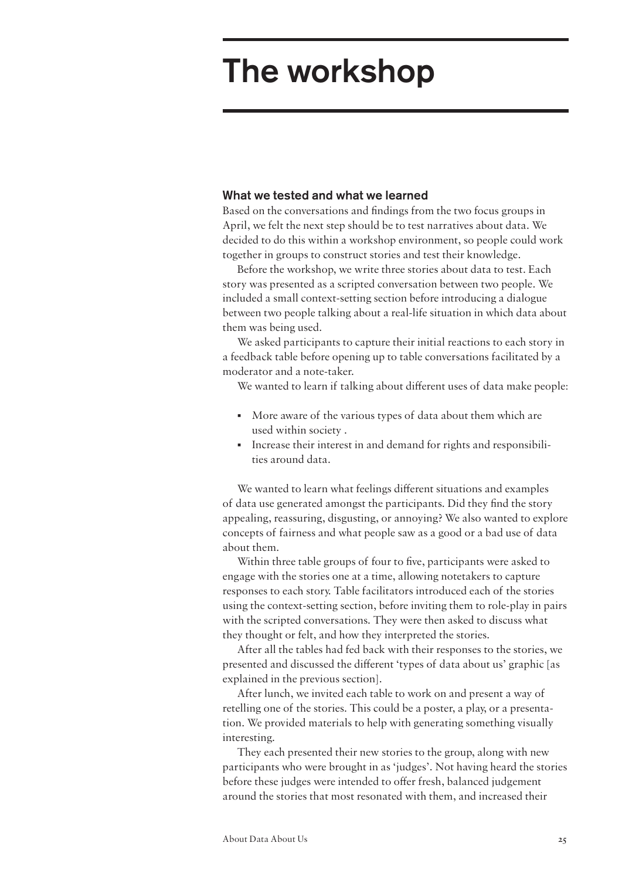# The workshop

### What we tested and what we learned

Based on the conversations and findings from the two focus groups in April, we felt the next step should be to test narratives about data. We decided to do this within a workshop environment, so people could work together in groups to construct stories and test their knowledge.

Before the workshop, we write three stories about data to test. Each story was presented as a scripted conversation between two people. We included a small context-setting section before introducing a dialogue between two people talking about a real-life situation in which data about them was being used.

We asked participants to capture their initial reactions to each story in a feedback table before opening up to table conversations facilitated by a moderator and a note-taker.

We wanted to learn if talking about different uses of data make people:

- More aware of the various types of data about them which are used within society .
- Increase their interest in and demand for rights and responsibilities around data.

We wanted to learn what feelings different situations and examples of data use generated amongst the participants. Did they find the story appealing, reassuring, disgusting, or annoying? We also wanted to explore concepts of fairness and what people saw as a good or a bad use of data about them.

Within three table groups of four to five, participants were asked to engage with the stories one at a time, allowing notetakers to capture responses to each story. Table facilitators introduced each of the stories using the context-setting section, before inviting them to role-play in pairs with the scripted conversations. They were then asked to discuss what they thought or felt, and how they interpreted the stories.

After all the tables had fed back with their responses to the stories, we presented and discussed the different 'types of data about us' graphic [as explained in the previous section].

After lunch, we invited each table to work on and present a way of retelling one of the stories. This could be a poster, a play, or a presentation. We provided materials to help with generating something visually interesting.

They each presented their new stories to the group, along with new participants who were brought in as 'judges'. Not having heard the stories before these judges were intended to offer fresh, balanced judgement around the stories that most resonated with them, and increased their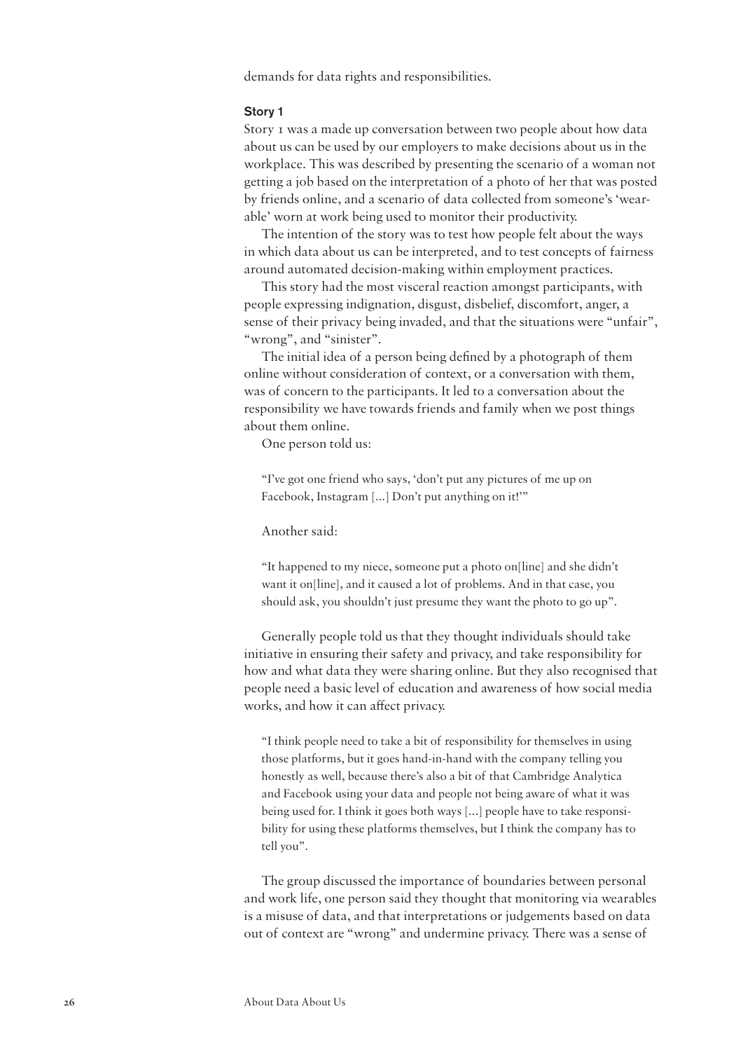demands for data rights and responsibilities.

### Story 1

Story 1 was a made up conversation between two people about how data about us can be used by our employers to make decisions about us in the workplace. This was described by presenting the scenario of a woman not getting a job based on the interpretation of a photo of her that was posted by friends online, and a scenario of data collected from someone's 'wearable' worn at work being used to monitor their productivity.

The intention of the story was to test how people felt about the ways in which data about us can be interpreted, and to test concepts of fairness around automated decision-making within employment practices.

This story had the most visceral reaction amongst participants, with people expressing indignation, disgust, disbelief, discomfort, anger, a sense of their privacy being invaded, and that the situations were "unfair", "wrong", and "sinister".

The initial idea of a person being defined by a photograph of them online without consideration of context, or a conversation with them, was of concern to the participants. It led to a conversation about the responsibility we have towards friends and family when we post things about them online.

One person told us:

> "I've got one friend who says, 'don't put any pictures of me up on Facebook, Instagram [...] Don't put anything on it!'"

Another said:

> "It happened to my niece, someone put a photo on[line] and she didn't want it on[line], and it caused a lot of problems. And in that case, you should ask, you shouldn't just presume they want the photo to go up".

Generally people told us that they thought individuals should take initiative in ensuring their safety and privacy, and take responsibility for how and what data they were sharing online. But they also recognised that people need a basic level of education and awareness of how social media works, and how it can affect privacy.

> "I think people need to take a bit of responsibility for themselves in using those platforms, but it goes hand-in-hand with the company telling you honestly as well, because there's also a bit of that Cambridge Analytica and Facebook using your data and people not being aware of what it was being used for. I think it goes both ways [...] people have to take responsibility for using these platforms themselves, but I think the company has to tell you".

The group discussed the importance of boundaries between personal and work life, one person said they thought that monitoring via wearables is a misuse of data, and that interpretations or judgements based on data out of context are "wrong" and undermine privacy. There was a sense of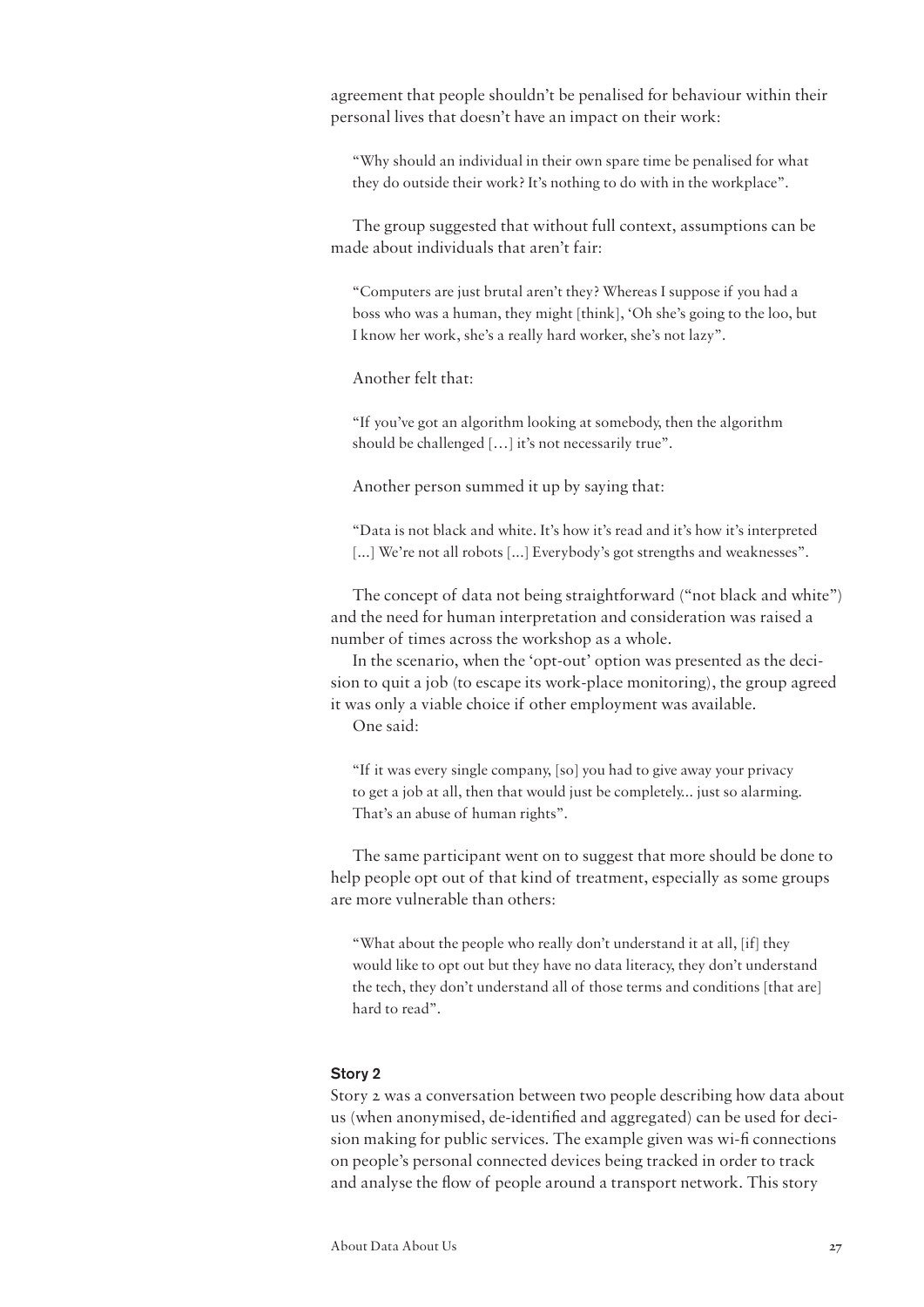agreement that people shouldn't be penalised for behaviour within their personal lives that doesn't have an impact on their work:

> "Why should an individual in their own spare time be penalised for what they do outside their work? It's nothing to do with in the workplace".

The group suggested that without full context, assumptions can be made about individuals that aren't fair:

> "Computers are just brutal aren't they? Whereas I suppose if you had a boss who was a human, they might [think], 'Oh she's going to the loo, but I know her work, she's a really hard worker, she's not lazy".

Another felt that:

> "If you've got an algorithm looking at somebody, then the algorithm should be challenged […] it's not necessarily true".

Another person summed it up by saying that:

> "Data is not black and white. It's how it's read and it's how it's interpreted [...] We're not all robots [...] Everybody's got strengths and weaknesses".

The concept of data not being straightforward ("not black and white") and the need for human interpretation and consideration was raised a number of times across the workshop as a whole.

In the scenario, when the 'opt-out' option was presented as the decision to quit a job (to escape its work-place monitoring), the group agreed it was only a viable choice if other employment was available.

One said:

> "If it was every single company, [so] you had to give away your privacy to get a job at all, then that would just be completely... just so alarming. That's an abuse of human rights".

The same participant went on to suggest that more should be done to help people opt out of that kind of treatment, especially as some groups are more vulnerable than others:

> "What about the people who really don't understand it at all, [if] they would like to opt out but they have no data literacy, they don't understand the tech, they don't understand all of those terms and conditions [that are] hard to read".

### Story 2

Story 2 was a conversation between two people describing how data about us (when anonymised, de-identified and aggregated) can be used for decision making for public services. The example given was wi-fi connections on people's personal connected devices being tracked in order to track and analyse the flow of people around a transport network. This story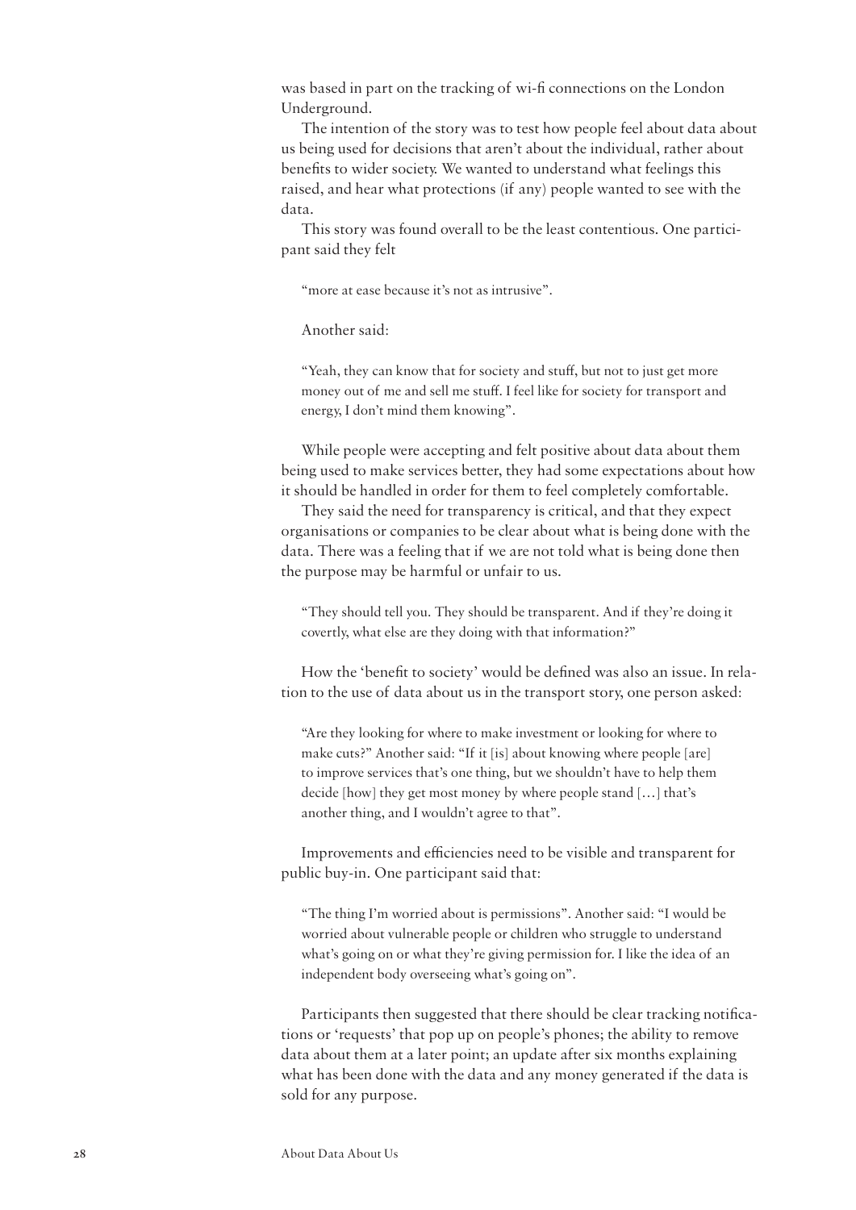was based in part on the tracking of wi-fi connections on the London Underground.

The intention of the story was to test how people feel about data about us being used for decisions that aren't about the individual, rather about benefits to wider society. We wanted to understand what feelings this raised, and hear what protections (if any) people wanted to see with the data.

This story was found overall to be the least contentious. One participant said they felt

> "more at ease because it's not as intrusive".

Another said:

> "Yeah, they can know that for society and stuff, but not to just get more money out of me and sell me stuff. I feel like for society for transport and energy, I don't mind them knowing".

While people were accepting and felt positive about data about them being used to make services better, they had some expectations about how it should be handled in order for them to feel completely comfortable.

They said the need for transparency is critical, and that they expect organisations or companies to be clear about what is being done with the data. There was a feeling that if we are not told what is being done then the purpose may be harmful or unfair to us.

> "They should tell you. They should be transparent. And if they're doing it covertly, what else are they doing with that information?"

How the 'benefit to society' would be defined was also an issue. In relation to the use of data about us in the transport story, one person asked:

> "Are they looking for where to make investment or looking for where to make cuts?" Another said: "If it [is] about knowing where people [are] to improve services that's one thing, but we shouldn't have to help them decide [how] they get most money by where people stand […] that's another thing, and I wouldn't agree to that".

Improvements and efficiencies need to be visible and transparent for public buy-in. One participant said that:

> "The thing I'm worried about is permissions". Another said: "I would be worried about vulnerable people or children who struggle to understand what's going on or what they're giving permission for. I like the idea of an independent body overseeing what's going on".

Participants then suggested that there should be clear tracking notifications or 'requests' that pop up on people's phones; the ability to remove data about them at a later point; an update after six months explaining what has been done with the data and any money generated if the data is sold for any purpose.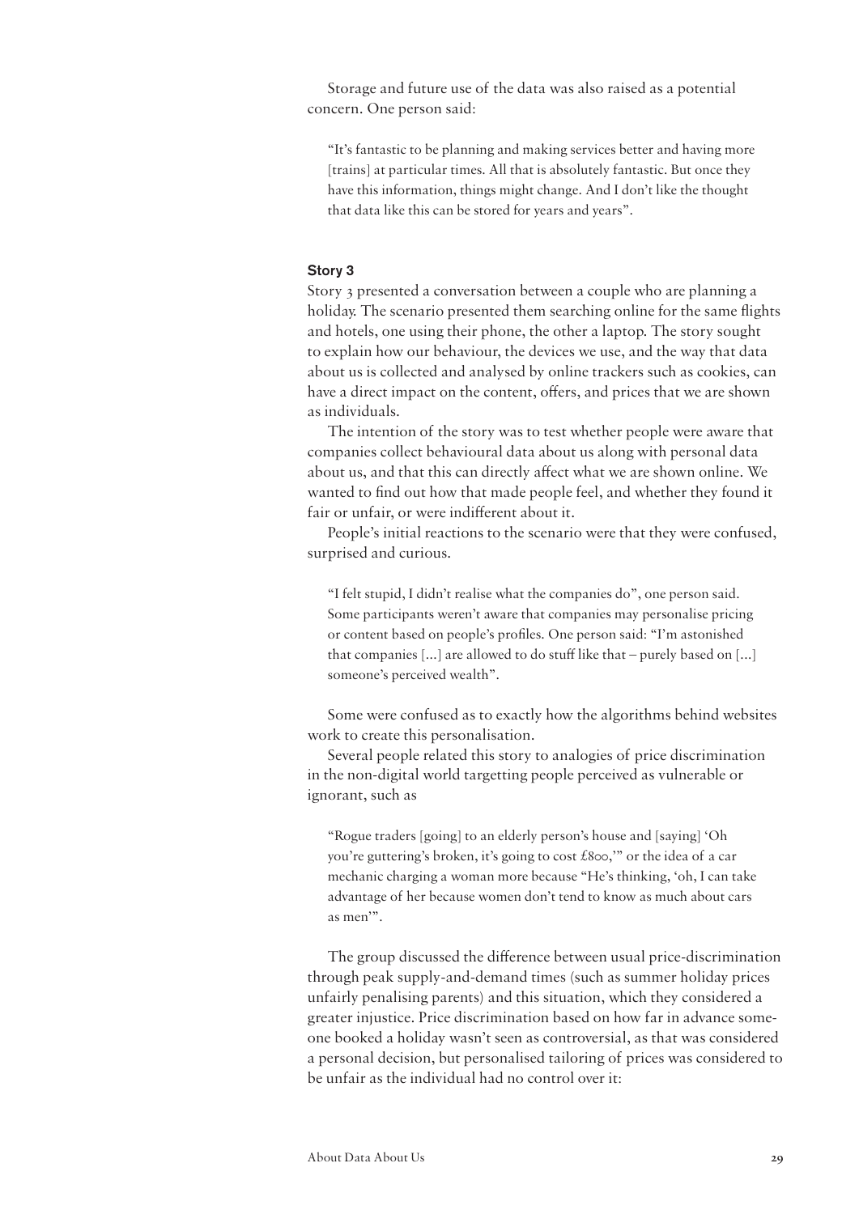Storage and future use of the data was also raised as a potential concern. One person said:

> "It's fantastic to be planning and making services better and having more [trains] at particular times. All that is absolutely fantastic. But once they have this information, things might change. And I don't like the thought that data like this can be stored for years and years".

### Story 3

Story 3 presented a conversation between a couple who are planning a holiday. The scenario presented them searching online for the same flights and hotels, one using their phone, the other a laptop. The story sought to explain how our behaviour, the devices we use, and the way that data about us is collected and analysed by online trackers such as cookies, can have a direct impact on the content, offers, and prices that we are shown as individuals.

The intention of the story was to test whether people were aware that companies collect behavioural data about us along with personal data about us, and that this can directly affect what we are shown online. We wanted to find out how that made people feel, and whether they found it fair or unfair, or were indifferent about it.

People's initial reactions to the scenario were that they were confused, surprised and curious.

> "I felt stupid, I didn't realise what the companies do", one person said. Some participants weren't aware that companies may personalise pricing or content based on people's profiles. One person said: "I'm astonished that companies [...] are allowed to do stuff like that – purely based on [...] someone's perceived wealth".

Some were confused as to exactly how the algorithms behind websites work to create this personalisation.

Several people related this story to analogies of price discrimination in the non-digital world targetting people perceived as vulnerable or ignorant, such as

> "Rogue traders [going] to an elderly person's house and [saying] 'Oh you're guttering's broken, it's going to cost £800,'" or the idea of a car mechanic charging a woman more because "He's thinking, 'oh, I can take advantage of her because women don't tend to know as much about cars as men'".

The group discussed the difference between usual price-discrimination through peak supply-and-demand times (such as summer holiday prices unfairly penalising parents) and this situation, which they considered a greater injustice. Price discrimination based on how far in advance someone booked a holiday wasn't seen as controversial, as that was considered a personal decision, but personalised tailoring of prices was considered to be unfair as the individual had no control over it: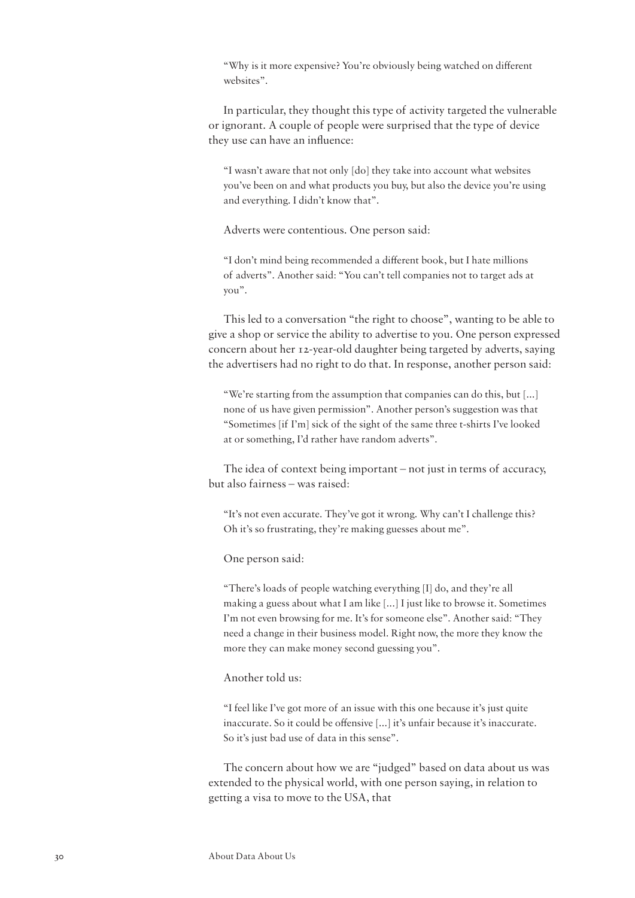> "Why is it more expensive? You're obviously being watched on different websites".

In particular, they thought this type of activity targeted the vulnerable or ignorant. A couple of people were surprised that the type of device they use can have an influence:

> "I wasn't aware that not only [do] they take into account what websites you've been on and what products you buy, but also the device you're using and everything. I didn't know that".

Adverts were contentious. One person said:

> "I don't mind being recommended a different book, but I hate millions of adverts". Another said: "You can't tell companies not to target ads at you".

This led to a conversation "the right to choose", wanting to be able to give a shop or service the ability to advertise to you. One person expressed concern about her 12-year-old daughter being targeted by adverts, saying the advertisers had no right to do that. In response, another person said:

> "We're starting from the assumption that companies can do this, but [...] none of us have given permission". Another person's suggestion was that "Sometimes [if I'm] sick of the sight of the same three t-shirts I've looked at or something, I'd rather have random adverts".

The idea of context being important – not just in terms of accuracy, but also fairness – was raised:

> "It's not even accurate. They've got it wrong. Why can't I challenge this? Oh it's so frustrating, they're making guesses about me".

One person said:

> "There's loads of people watching everything [I] do, and they're all making a guess about what I am like [...] I just like to browse it. Sometimes I'm not even browsing for me. It's for someone else". Another said: "They need a change in their business model. Right now, the more they know the more they can make money second guessing you".

Another told us:

> "I feel like I've got more of an issue with this one because it's just quite inaccurate. So it could be offensive [...] it's unfair because it's inaccurate. So it's just bad use of data in this sense".

The concern about how we are "judged" based on data about us was extended to the physical world, with one person saying, in relation to getting a visa to move to the USA, that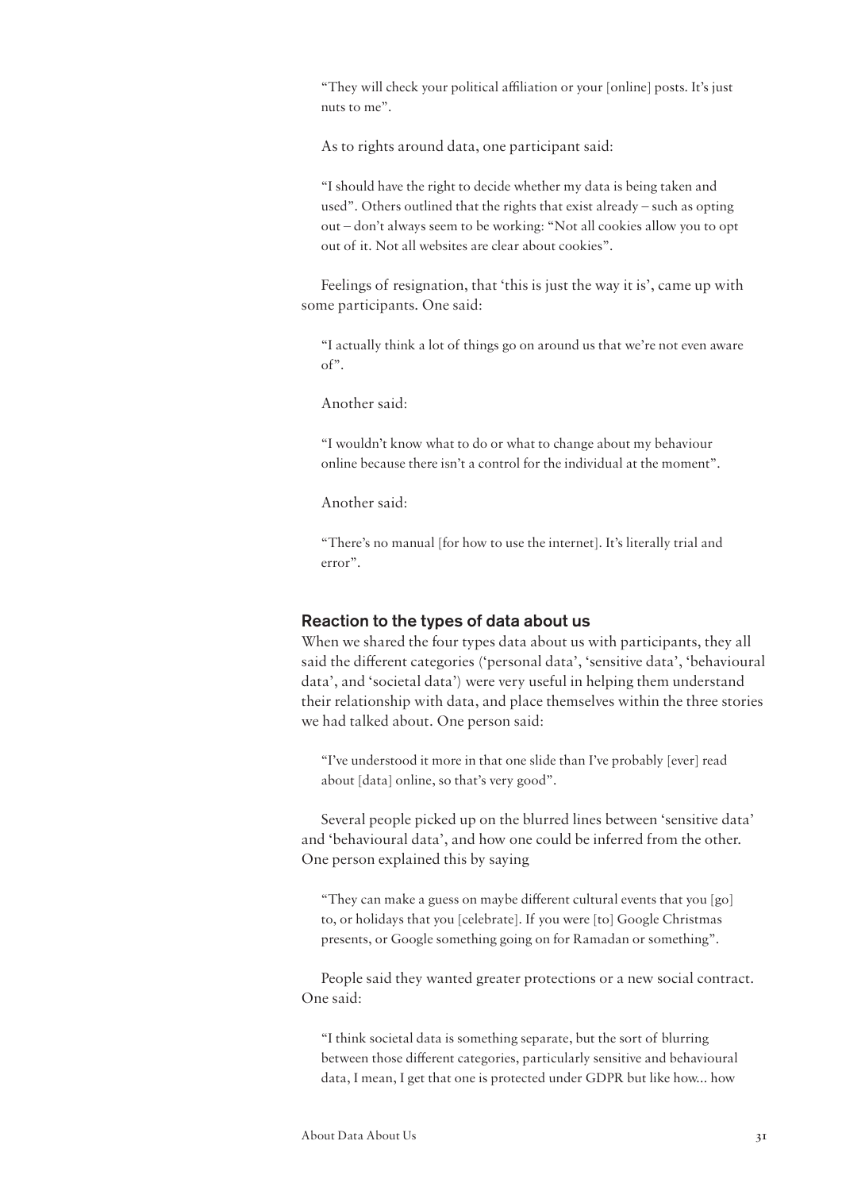"They will check your political affiliation or your [online] posts. It's just nuts to me".

As to rights around data, one participant said:

"I should have the right to decide whether my data is being taken and used". Others outlined that the rights that exist already – such as opting out – don't always seem to be working: "Not all cookies allow you to opt out of it. Not all websites are clear about cookies".

Feelings of resignation, that 'this is just the way it is', came up with some participants. One said:

"I actually think a lot of things go on around us that we're not even aware of".

Another said:

"I wouldn't know what to do or what to change about my behaviour online because there isn't a control for the individual at the moment".

Another said:

"There's no manual [for how to use the internet]. It's literally trial and error".

### Reaction to the types of data about us

When we shared the four types data about us with participants, they all said the different categories ('personal data', 'sensitive data', 'behavioural data', and 'societal data') were very useful in helping them understand their relationship with data, and place themselves within the three stories we had talked about. One person said:

"I've understood it more in that one slide than I've probably [ever] read about [data] online, so that's very good".

Several people picked up on the blurred lines between 'sensitive data' and 'behavioural data', and how one could be inferred from the other. One person explained this by saying

"They can make a guess on maybe different cultural events that you [go] to, or holidays that you [celebrate]. If you were [to] Google Christmas presents, or Google something going on for Ramadan or something".

People said they wanted greater protections or a new social contract. One said:

"I think societal data is something separate, but the sort of blurring between those different categories, particularly sensitive and behavioural data, I mean, I get that one is protected under GDPR but like how... how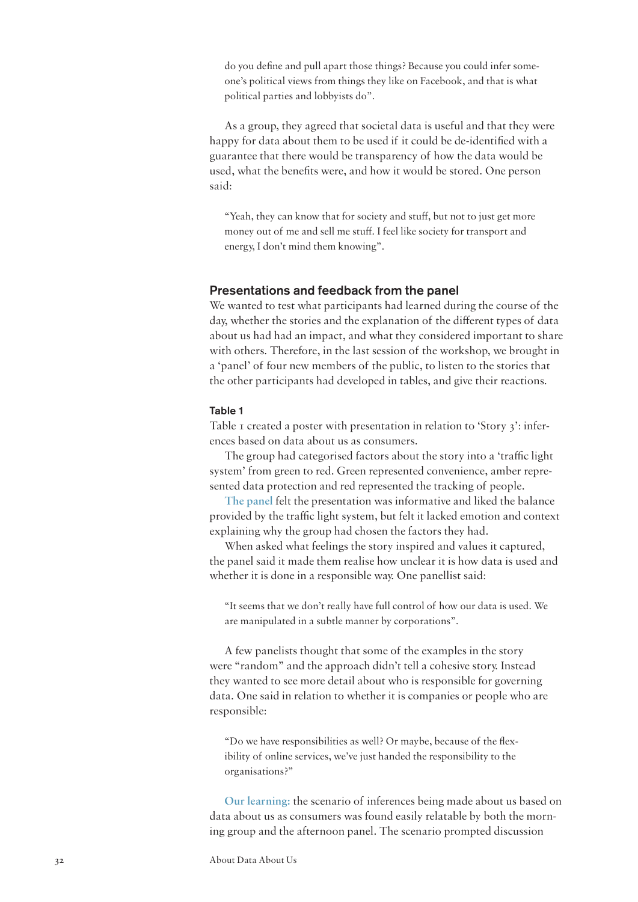do you define and pull apart those things? Because you could infer someone's political views from things they like on Facebook, and that is what political parties and lobbyists do".

As a group, they agreed that societal data is useful and that they were happy for data about them to be used if it could be de-identified with a guarantee that there would be transparency of how the data would be used, what the benefits were, and how it would be stored. One person said:

> "Yeah, they can know that for society and stuff, but not to just get more money out of me and sell me stuff. I feel like society for transport and energy, I don't mind them knowing".

### Presentations and feedback from the panel

We wanted to test what participants had learned during the course of the day, whether the stories and the explanation of the different types of data about us had had an impact, and what they considered important to share with others. Therefore, in the last session of the workshop, we brought in a 'panel' of four new members of the public, to listen to the stories that the other participants had developed in tables, and give their reactions.

#### Table 1

Table 1 created a poster with presentation in relation to 'Story 3': inferences based on data about us as consumers.

The group had categorised factors about the story into a 'traffic light system' from green to red. Green represented convenience, amber represented data protection and red represented the tracking of people.

**The panel** felt the presentation was informative and liked the balance provided by the traffic light system, but felt it lacked emotion and context explaining why the group had chosen the factors they had.

When asked what feelings the story inspired and values it captured, the panel said it made them realise how unclear it is how data is used and whether it is done in a responsible way. One panellist said:

> "It seems that we don't really have full control of how our data is used. We are manipulated in a subtle manner by corporations".

A few panelists thought that some of the examples in the story were "random" and the approach didn't tell a cohesive story. Instead they wanted to see more detail about who is responsible for governing data. One said in relation to whether it is companies or people who are responsible:

> "Do we have responsibilities as well? Or maybe, because of the flexibility of online services, we've just handed the responsibility to the organisations?"

**Our learning:** the scenario of inferences being made about us based on data about us as consumers was found easily relatable by both the morning group and the afternoon panel. The scenario prompted discussion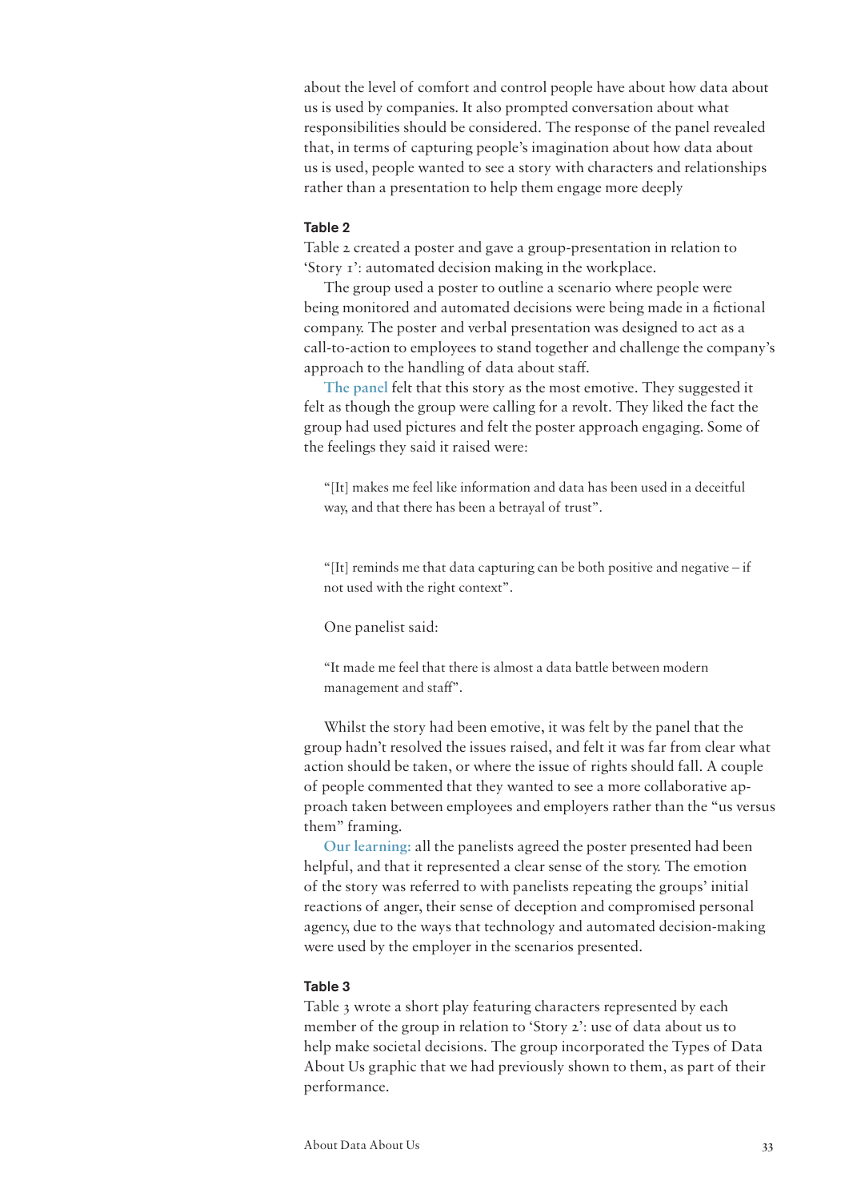about the level of comfort and control people have about how data about us is used by companies. It also prompted conversation about what responsibilities should be considered. The response of the panel revealed that, in terms of capturing people's imagination about how data about us is used, people wanted to see a story with characters and relationships rather than a presentation to help them engage more deeply

#### Table 2

Table 2 created a poster and gave a group-presentation in relation to 'Story 1': automated decision making in the workplace.

The group used a poster to outline a scenario where people were being monitored and automated decisions were being made in a fictional company. The poster and verbal presentation was designed to act as a call-to-action to employees to stand together and challenge the company's approach to the handling of data about staff.

**The panel** felt that this story as the most emotive. They suggested it felt as though the group were calling for a revolt. They liked the fact the group had used pictures and felt the poster approach engaging. Some of the feelings they said it raised were:

> "[It] makes me feel like information and data has been used in a deceitful way, and that there has been a betrayal of trust".

> "[It] reminds me that data capturing can be both positive and negative – if not used with the right context".

One panelist said:

> "It made me feel that there is almost a data battle between modern management and staff".

Whilst the story had been emotive, it was felt by the panel that the group hadn't resolved the issues raised, and felt it was far from clear what action should be taken, or where the issue of rights should fall. A couple of people commented that they wanted to see a more collaborative approach taken between employees and employers rather than the "us versus them" framing.

**Our learning:** all the panelists agreed the poster presented had been helpful, and that it represented a clear sense of the story. The emotion of the story was referred to with panelists repeating the groups' initial reactions of anger, their sense of deception and compromised personal agency, due to the ways that technology and automated decision-making were used by the employer in the scenarios presented.

#### Table 3

Table 3 wrote a short play featuring characters represented by each member of the group in relation to 'Story 2': use of data about us to help make societal decisions. The group incorporated the Types of Data About Us graphic that we had previously shown to them, as part of their performance.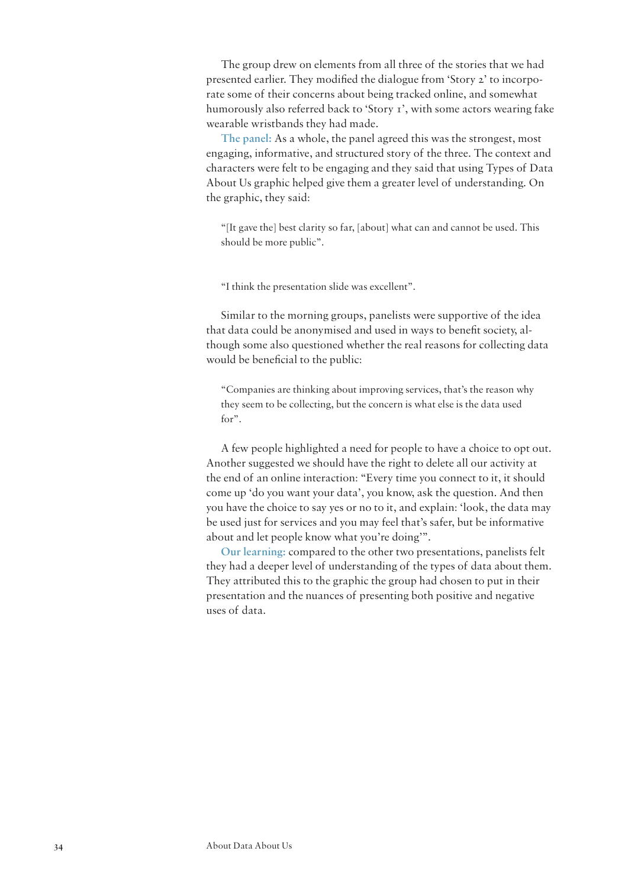The group drew on elements from all three of the stories that we had presented earlier. They modified the dialogue from 'Story 2' to incorporate some of their concerns about being tracked online, and somewhat humorously also referred back to 'Story 1', with some actors wearing fake wearable wristbands they had made.

**The panel:** As a whole, the panel agreed this was the strongest, most engaging, informative, and structured story of the three. The context and characters were felt to be engaging and they said that using Types of Data About Us graphic helped give them a greater level of understanding. On the graphic, they said:

> "[It gave the] best clarity so far, [about] what can and cannot be used. This should be more public".

> "I think the presentation slide was excellent".

Similar to the morning groups, panelists were supportive of the idea that data could be anonymised and used in ways to benefit society, although some also questioned whether the real reasons for collecting data would be beneficial to the public:

> "Companies are thinking about improving services, that's the reason why they seem to be collecting, but the concern is what else is the data used for".

A few people highlighted a need for people to have a choice to opt out. Another suggested we should have the right to delete all our activity at the end of an online interaction: "Every time you connect to it, it should come up 'do you want your data', you know, ask the question. And then you have the choice to say yes or no to it, and explain: 'look, the data may be used just for services and you may feel that's safer, but be informative about and let people know what you're doing'".

**Our learning:** compared to the other two presentations, panelists felt they had a deeper level of understanding of the types of data about them. They attributed this to the graphic the group had chosen to put in their presentation and the nuances of presenting both positive and negative uses of data.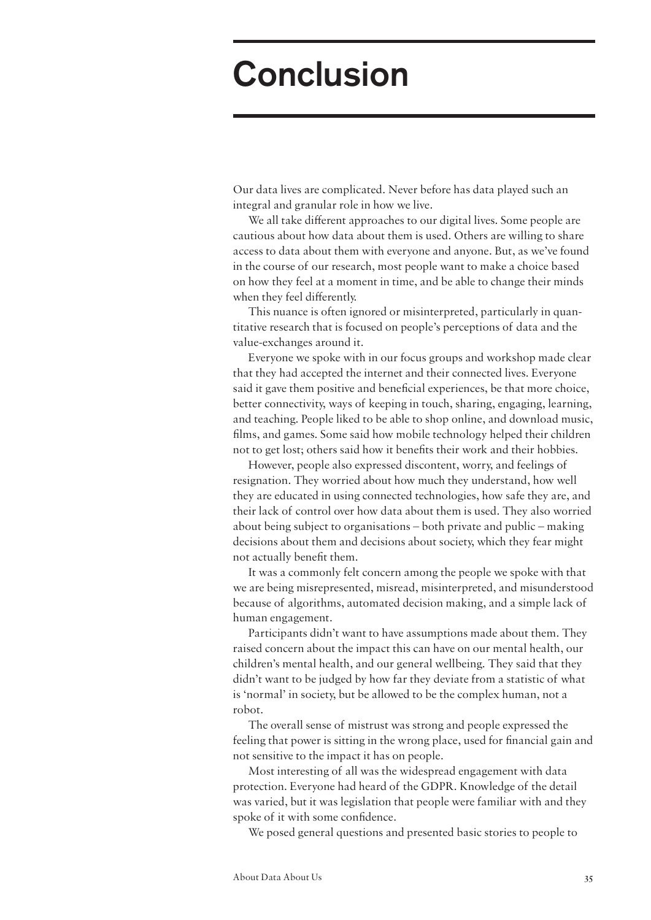# Conclusion

Our data lives are complicated. Never before has data played such an integral and granular role in how we live.

We all take different approaches to our digital lives. Some people are cautious about how data about them is used. Others are willing to share access to data about them with everyone and anyone. But, as we've found in the course of our research, most people want to make a choice based on how they feel at a moment in time, and be able to change their minds when they feel differently.

This nuance is often ignored or misinterpreted, particularly in quantitative research that is focused on people's perceptions of data and the value-exchanges around it.

Everyone we spoke with in our focus groups and workshop made clear that they had accepted the internet and their connected lives. Everyone said it gave them positive and beneficial experiences, be that more choice, better connectivity, ways of keeping in touch, sharing, engaging, learning, and teaching. People liked to be able to shop online, and download music, films, and games. Some said how mobile technology helped their children not to get lost; others said how it benefits their work and their hobbies.

However, people also expressed discontent, worry, and feelings of resignation. They worried about how much they understand, how well they are educated in using connected technologies, how safe they are, and their lack of control over how data about them is used. They also worried about being subject to organisations – both private and public – making decisions about them and decisions about society, which they fear might not actually benefit them.

It was a commonly felt concern among the people we spoke with that we are being misrepresented, misread, misinterpreted, and misunderstood because of algorithms, automated decision making, and a simple lack of human engagement.

Participants didn't want to have assumptions made about them. They raised concern about the impact this can have on our mental health, our children's mental health, and our general wellbeing. They said that they didn't want to be judged by how far they deviate from a statistic of what is 'normal' in society, but be allowed to be the complex human, not a robot.

The overall sense of mistrust was strong and people expressed the feeling that power is sitting in the wrong place, used for financial gain and not sensitive to the impact it has on people.

Most interesting of all was the widespread engagement with data protection. Everyone had heard of the GDPR. Knowledge of the detail was varied, but it was legislation that people were familiar with and they spoke of it with some confidence.

We posed general questions and presented basic stories to people to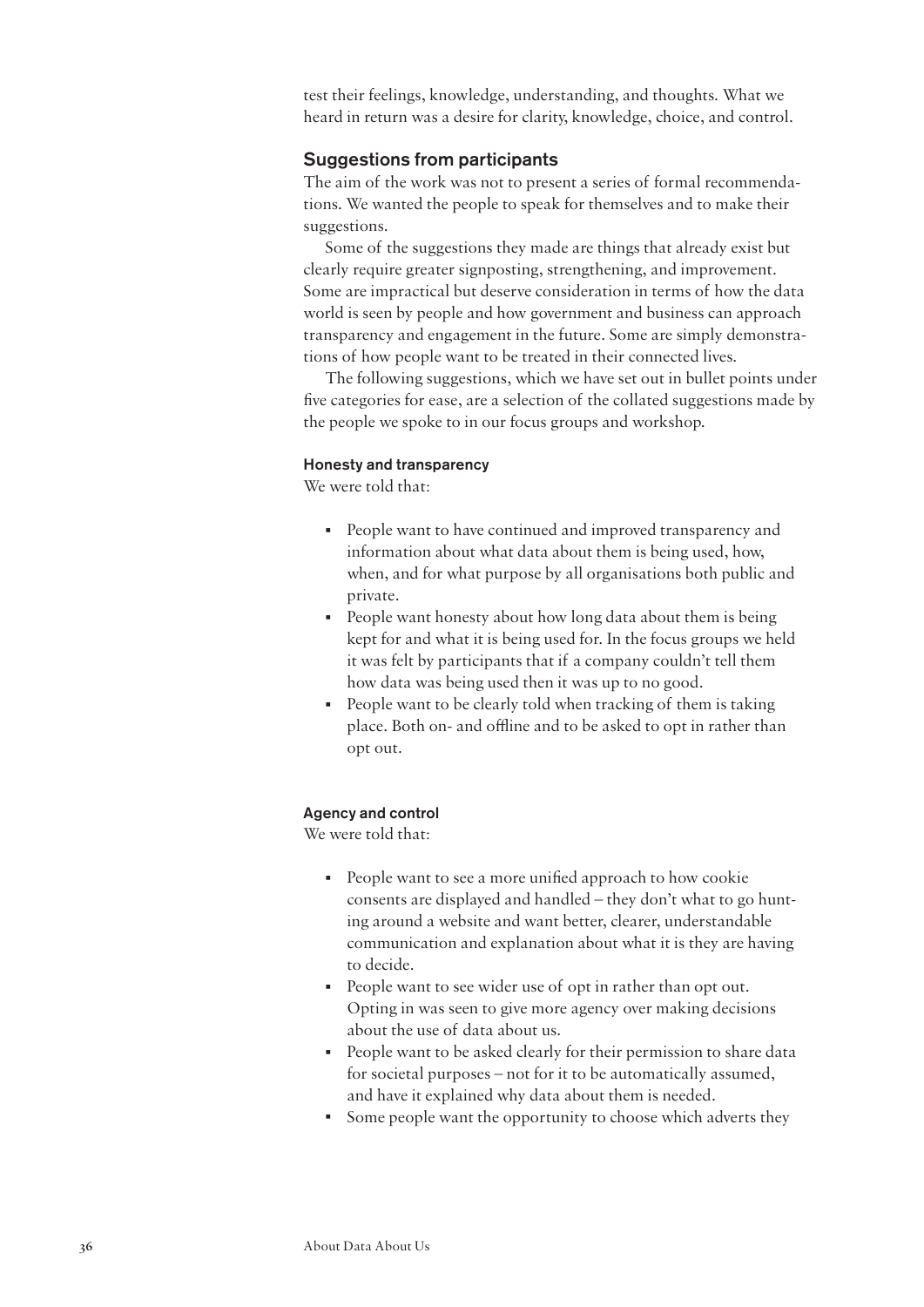test their feelings, knowledge, understanding, and thoughts. What we heard in return was a desire for clarity, knowledge, choice, and control.

## Suggestions from participants

The aim of the work was not to present a series of formal recommendations. We wanted the people to speak for themselves and to make their suggestions.

Some of the suggestions they made are things that already exist but clearly require greater signposting, strengthening, and improvement. Some are impractical but deserve consideration in terms of how the data world is seen by people and how government and business can approach transparency and engagement in the future. Some are simply demonstrations of how people want to be treated in their connected lives.

The following suggestions, which we have set out in bullet points under five categories for ease, are a selection of the collated suggestions made by the people we spoke to in our focus groups and workshop.

### Honesty and transparency

We were told that:

- People want to have continued and improved transparency and information about what data about them is being used, how, when, and for what purpose by all organisations both public and private.
- People want honesty about how long data about them is being kept for and what it is being used for. In the focus groups we held it was felt by participants that if a company couldn't tell them how data was being used then it was up to no good.
- People want to be clearly told when tracking of them is taking place. Both on- and offline and to be asked to opt in rather than opt out.

### Agency and control

We were told that:

- People want to see a more unified approach to how cookie consents are displayed and handled – they don't what to go hunting around a website and want better, clearer, understandable communication and explanation about what it is they are having to decide.
- People want to see wider use of opt in rather than opt out. Opting in was seen to give more agency over making decisions about the use of data about us.
- People want to be asked clearly for their permission to share data for societal purposes – not for it to be automatically assumed, and have it explained why data about them is needed.
- Some people want the opportunity to choose which adverts they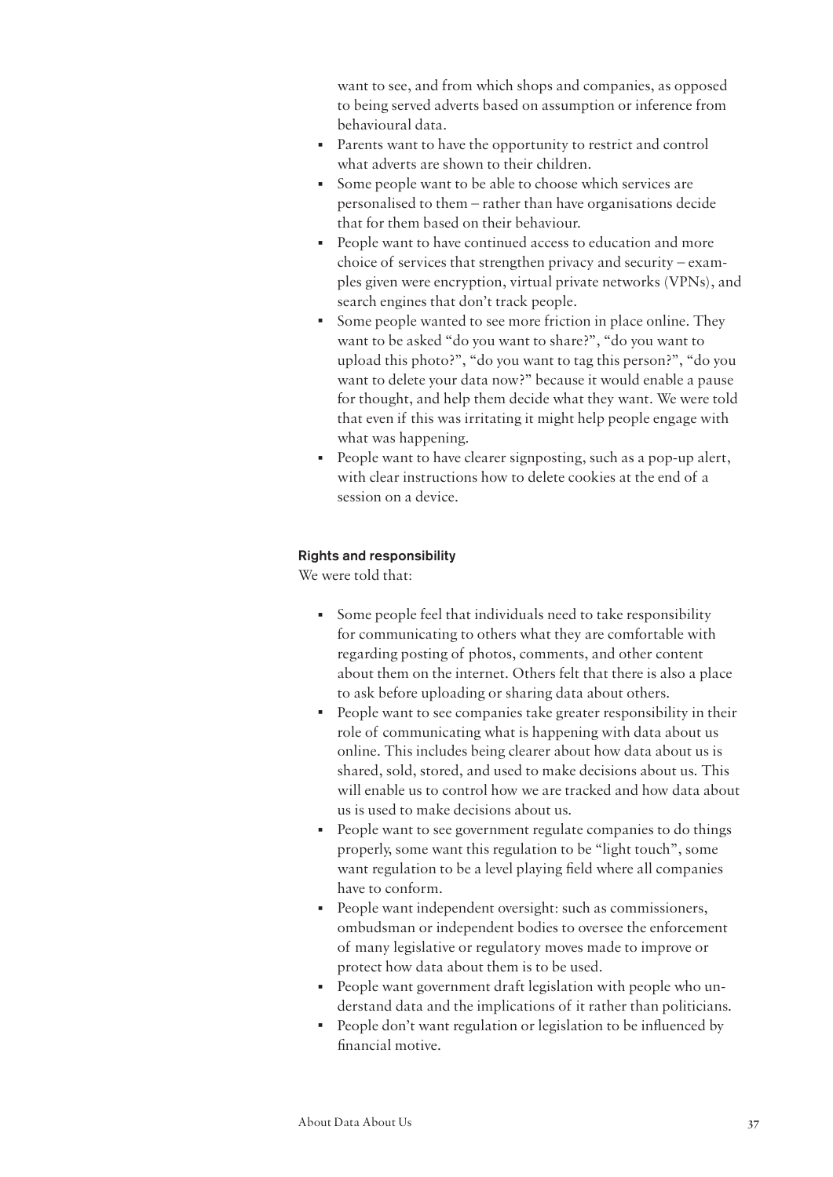want to see, and from which shops and companies, as opposed to being served adverts based on assumption or inference from behavioural data.

- Parents want to have the opportunity to restrict and control what adverts are shown to their children.
- Some people want to be able to choose which services are personalised to them – rather than have organisations decide that for them based on their behaviour.
- People want to have continued access to education and more choice of services that strengthen privacy and security – examples given were encryption, virtual private networks (VPNs), and search engines that don't track people.
- Some people wanted to see more friction in place online. They want to be asked "do you want to share?", "do you want to upload this photo?", "do you want to tag this person?", "do you want to delete your data now?" because it would enable a pause for thought, and help them decide what they want. We were told that even if this was irritating it might help people engage with what was happening.
- People want to have clearer signposting, such as a pop-up alert, with clear instructions how to delete cookies at the end of a session on a device.

#### Rights and responsibility

We were told that:

- Some people feel that individuals need to take responsibility for communicating to others what they are comfortable with regarding posting of photos, comments, and other content about them on the internet. Others felt that there is also a place to ask before uploading or sharing data about others.
- People want to see companies take greater responsibility in their role of communicating what is happening with data about us online. This includes being clearer about how data about us is shared, sold, stored, and used to make decisions about us. This will enable us to control how we are tracked and how data about us is used to make decisions about us.
- People want to see government regulate companies to do things properly, some want this regulation to be "light touch", some want regulation to be a level playing field where all companies have to conform.
- People want independent oversight: such as commissioners, ombudsman or independent bodies to oversee the enforcement of many legislative or regulatory moves made to improve or protect how data about them is to be used.
- People want government draft legislation with people who understand data and the implications of it rather than politicians.
- People don't want regulation or legislation to be influenced by financial motive.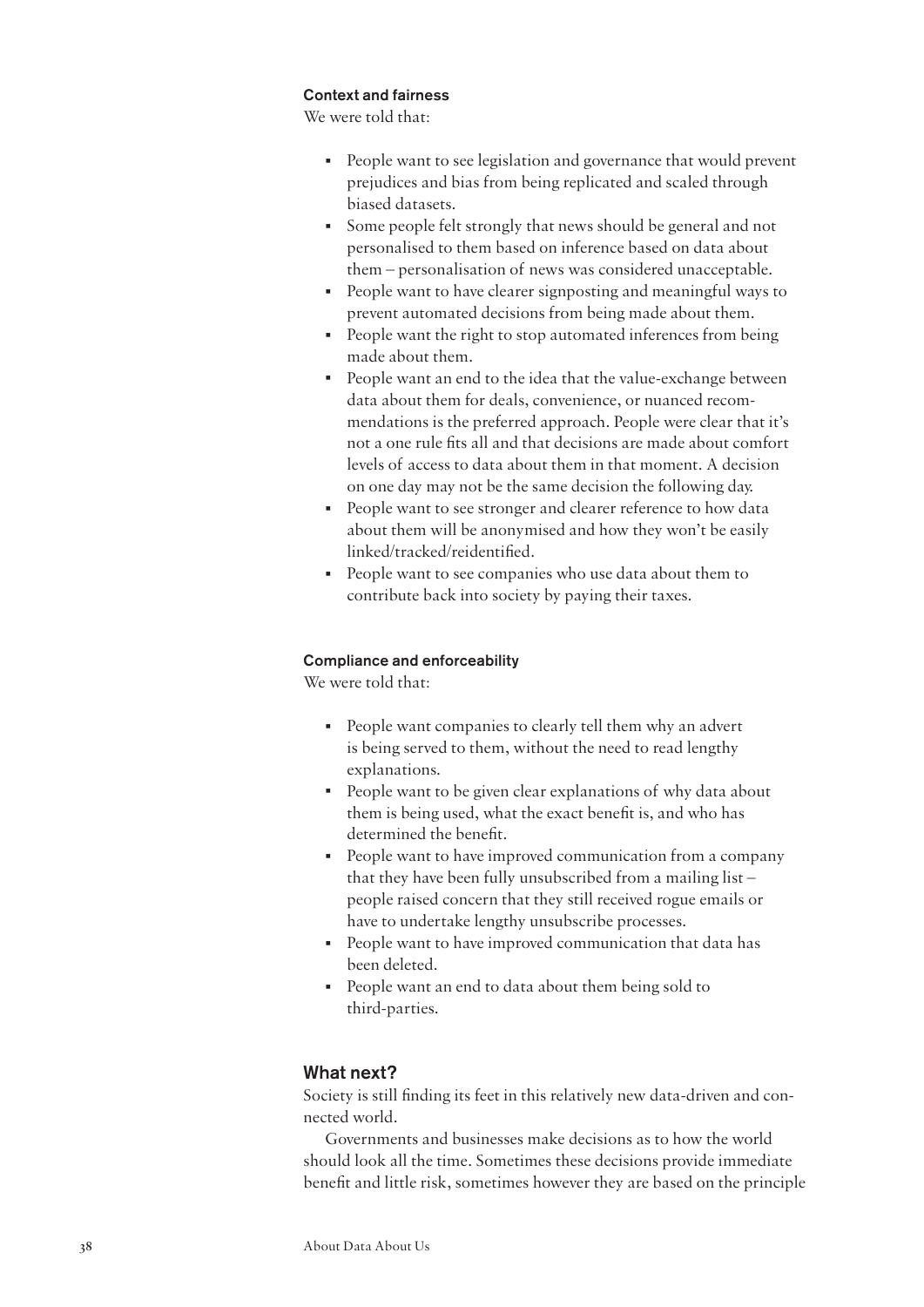### Context and fairness

We were told that:

- People want to see legislation and governance that would prevent prejudices and bias from being replicated and scaled through biased datasets.
- Some people felt strongly that news should be general and not personalised to them based on inference based on data about them – personalisation of news was considered unacceptable.
- People want to have clearer signposting and meaningful ways to prevent automated decisions from being made about them.
- People want the right to stop automated inferences from being made about them.
- People want an end to the idea that the value-exchange between data about them for deals, convenience, or nuanced recommendations is the preferred approach. People were clear that it's not a one rule fits all and that decisions are made about comfort levels of access to data about them in that moment. A decision on one day may not be the same decision the following day.
- People want to see stronger and clearer reference to how data about them will be anonymised and how they won't be easily linked/tracked/reidentified.
- People want to see companies who use data about them to contribute back into society by paying their taxes.

### Compliance and enforceability

We were told that:

- People want companies to clearly tell them why an advert is being served to them, without the need to read lengthy explanations.
- People want to be given clear explanations of why data about them is being used, what the exact benefit is, and who has determined the benefit.
- People want to have improved communication from a company that they have been fully unsubscribed from a mailing list – people raised concern that they still received rogue emails or have to undertake lengthy unsubscribe processes.
- People want to have improved communication that data has been deleted.
- People want an end to data about them being sold to third-parties.

## What next?

Society is still finding its feet in this relatively new data-driven and connected world.

Governments and businesses make decisions as to how the world should look all the time. Sometimes these decisions provide immediate benefit and little risk, sometimes however they are based on the principle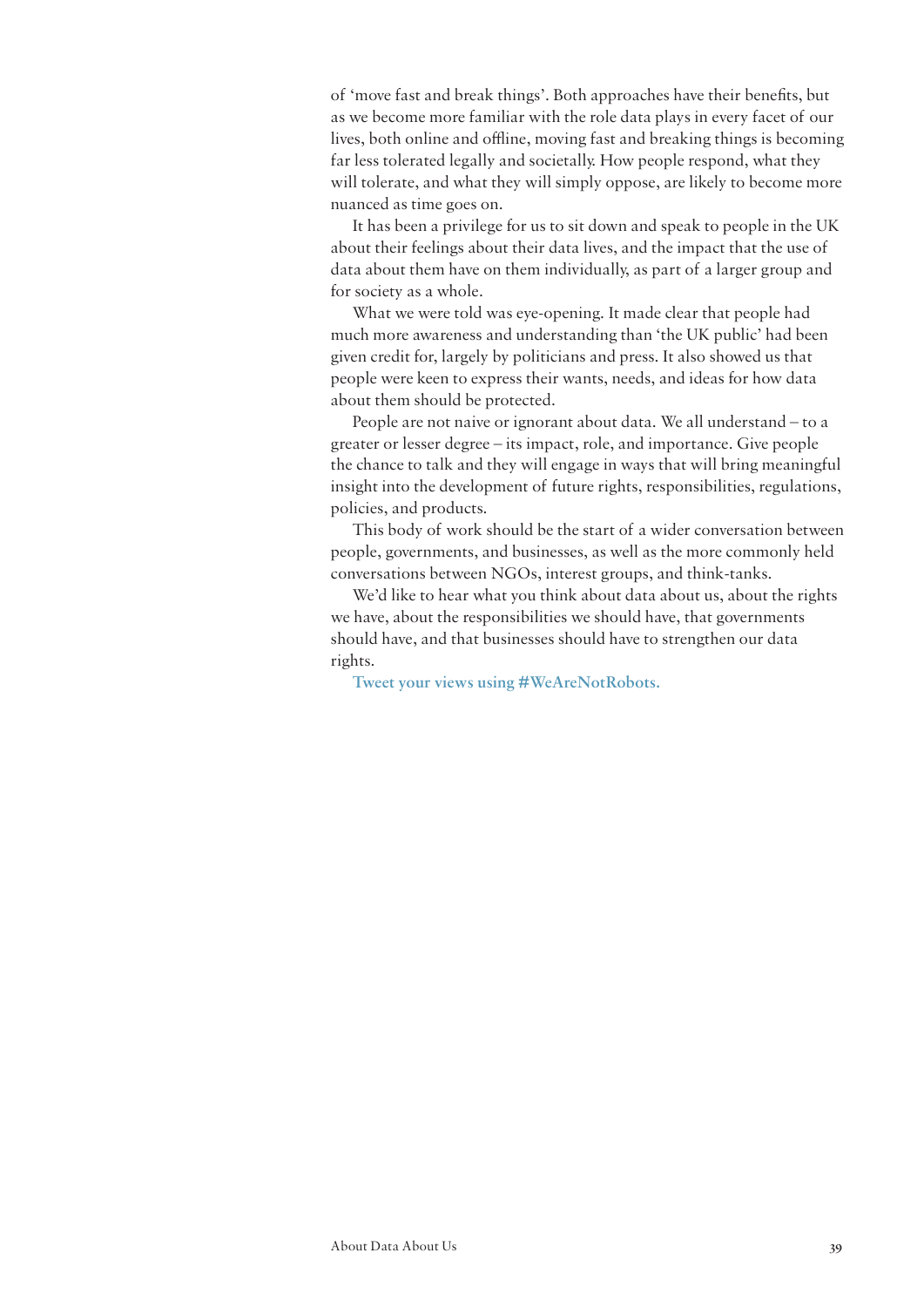of 'move fast and break things'. Both approaches have their benefits, but as we become more familiar with the role data plays in every facet of our lives, both online and offline, moving fast and breaking things is becoming far less tolerated legally and societally. How people respond, what they will tolerate, and what they will simply oppose, are likely to become more nuanced as time goes on.

It has been a privilege for us to sit down and speak to people in the UK about their feelings about their data lives, and the impact that the use of data about them have on them individually, as part of a larger group and for society as a whole.

What we were told was eye-opening. It made clear that people had much more awareness and understanding than 'the UK public' had been given credit for, largely by politicians and press. It also showed us that people were keen to express their wants, needs, and ideas for how data about them should be protected.

People are not naive or ignorant about data. We all understand – to a greater or lesser degree – its impact, role, and importance. Give people the chance to talk and they will engage in ways that will bring meaningful insight into the development of future rights, responsibilities, regulations, policies, and products.

This body of work should be the start of a wider conversation between people, governments, and businesses, as well as the more commonly held conversations between NGOs, interest groups, and think-tanks.

We'd like to hear what you think about data about us, about the rights we have, about the responsibilities we should have, that governments should have, and that businesses should have to strengthen our data rights.

**Tweet your views using #WeAreNotRobots.**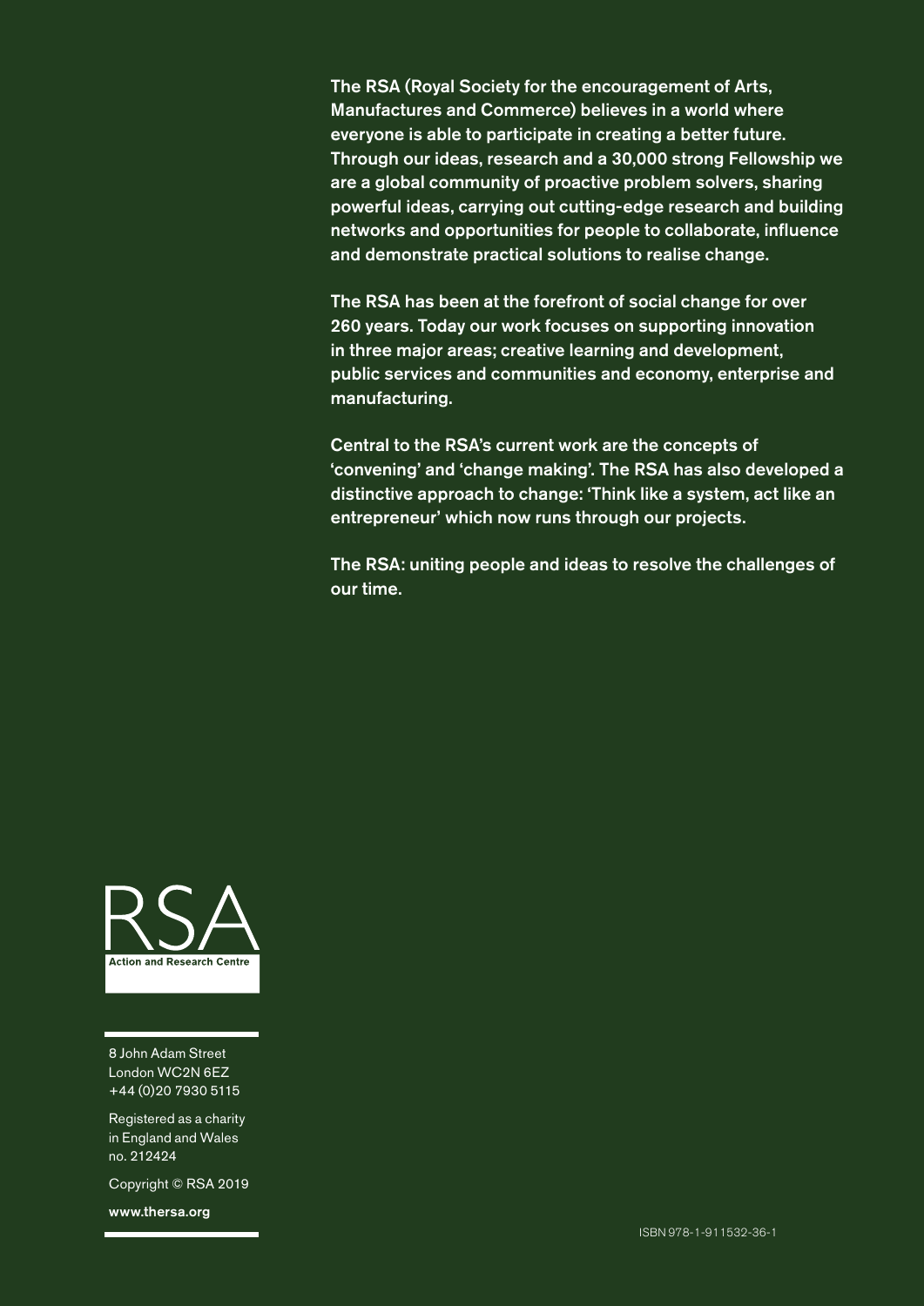The RSA (Royal Society for the encouragement of Arts, Manufactures and Commerce) believes in a world where everyone is able to participate in creating a better future. Through our ideas, research and a 30,000 strong Fellowship we are a global community of proactive problem solvers, sharing powerful ideas, carrying out cutting-edge research and building networks and opportunities for people to collaborate, influence and demonstrate practical solutions to realise change.

The RSA has been at the forefront of social change for over 260 years. Today our work focuses on supporting innovation in three major areas; creative learning and development, public services and communities and economy, enterprise and manufacturing.

Central to the RSA's current work are the concepts of 'convening' and 'change making'. The RSA has also developed a distinctive approach to change: 'Think like a system, act like an entrepreneur' which now runs through our projects.

The RSA: uniting people and ideas to resolve the challenges of our time.

RSA
Action and Research Centre

8 John Adam Street
London WC2N 6EZ
+44 (0)20 7930 5115

Registered as a charity in England and Wales no. 212424

Copyright © RSA 2019

www.thersa.org

ISBN 978-1-911532-36-1